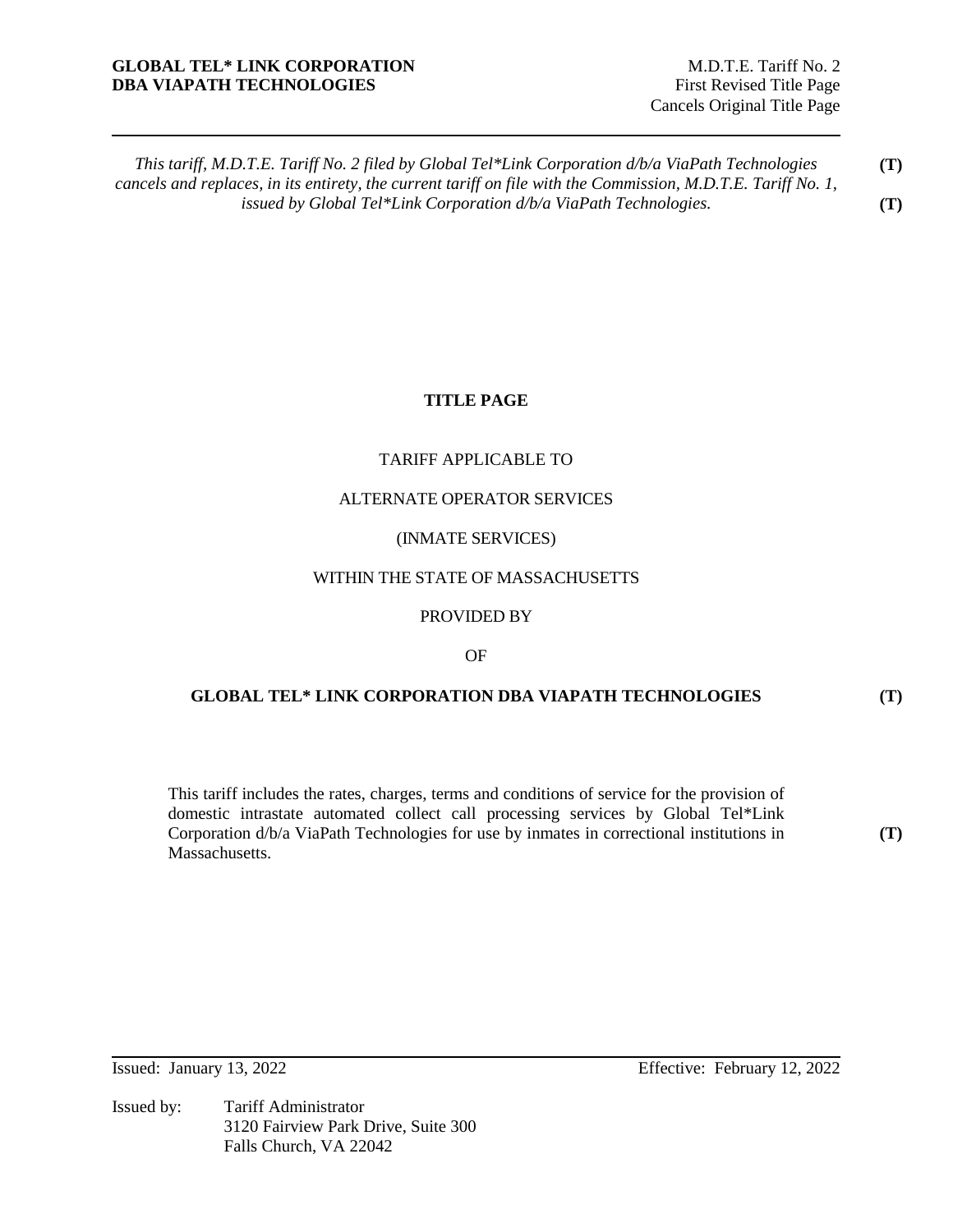*This tariff, M.D.T.E. Tariff No. 2 filed by Global Tel*Link Corporation d/b/a ViaPath Technologies cancels and replaces, in its entirety, the current tariff on file with the Commission, M.D.T.E. Tariff No. 1, issued by Global Tel*Link Corporation d/b/a ViaPath Technologies.* **(T)** **(T)**

# TITLE PAGE

TARIFF APPLICABLE TO

ALTERNATE OPERATOR SERVICES

(INMATE SERVICES)

WITHIN THE STATE OF MASSACHUSETTS

PROVIDED BY

OF

**GLOBAL TEL* LINK CORPORATION DBA VIAPATH TECHNOLOGIES** **(T)**

This tariff includes the rates, charges, terms and conditions of service for the provision of domestic intrastate automated collect call processing services by Global Tel*Link Corporation d/b/a ViaPath Technologies for use by inmates in correctional institutions in Massachusetts. **(T)**

Issued: January 13, 2022

Effective: February 12, 2022

Issued by: Tariff Administrator
3120 Fairview Park Drive, Suite 300
Falls Church, VA 22042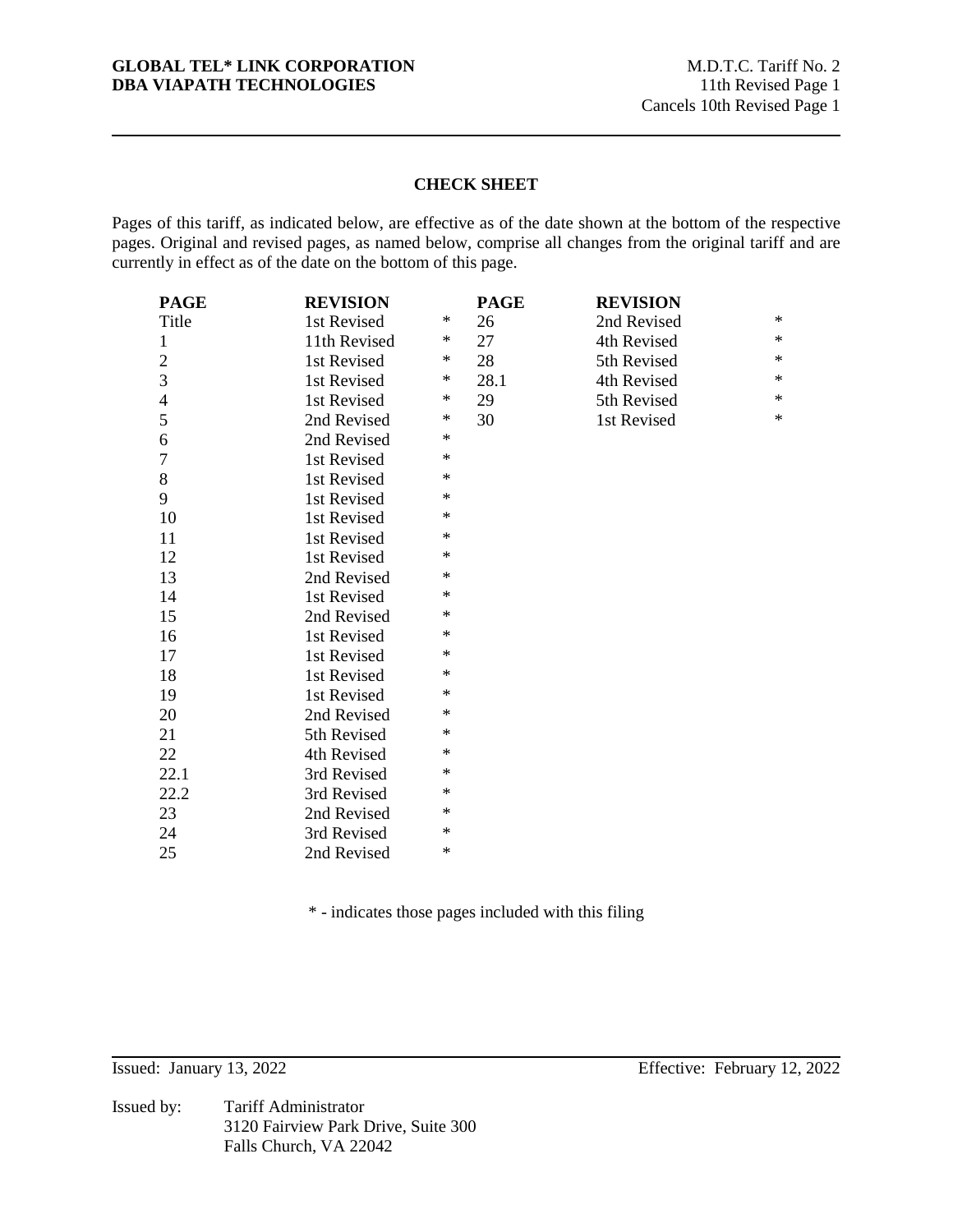**GLOBAL TEL* LINK CORPORATION**
**DBA VIAPATH TECHNOLOGIES**

M.D.T.C. Tariff No. 2
11th Revised Page 1
Cancels 10th Revised Page 1

## CHECK SHEET

Pages of this tariff, as indicated below, are effective as of the date shown at the bottom of the respective pages. Original and revised pages, as named below, comprise all changes from the original tariff and are currently in effect as of the date on the bottom of this page.

| PAGE | REVISION | | PAGE | REVISION | |
|---|---|---|---|---|---|
| Title | 1st Revised | * | 26 | 2nd Revised | * |
| 1 | 11th Revised | * | 27 | 4th Revised | * |
| 2 | 1st Revised | * | 28 | 5th Revised | * |
| 3 | 1st Revised | * | 28.1 | 4th Revised | * |
| 4 | 1st Revised | * | 29 | 5th Revised | * |
| 5 | 2nd Revised | * | 30 | 1st Revised | * |
| 6 | 2nd Revised | * | | | |
| 7 | 1st Revised | * | | | |
| 8 | 1st Revised | * | | | |
| 9 | 1st Revised | * | | | |
| 10 | 1st Revised | * | | | |
| 11 | 1st Revised | * | | | |
| 12 | 1st Revised | * | | | |
| 13 | 2nd Revised | * | | | |
| 14 | 1st Revised | * | | | |
| 15 | 2nd Revised | * | | | |
| 16 | 1st Revised | * | | | |
| 17 | 1st Revised | * | | | |
| 18 | 1st Revised | * | | | |
| 19 | 1st Revised | * | | | |
| 20 | 2nd Revised | * | | | |
| 21 | 5th Revised | * | | | |
| 22 | 4th Revised | * | | | |
| 22.1 | 3rd Revised | * | | | |
| 22.2 | 3rd Revised | * | | | |
| 23 | 2nd Revised | * | | | |
| 24 | 3rd Revised | * | | | |
| 25 | 2nd Revised | * | | | |

* - indicates those pages included with this filing

Issued: January 13, 2022

Effective: February 12, 2022

Issued by: Tariff Administrator
3120 Fairview Park Drive, Suite 300
Falls Church, VA 22042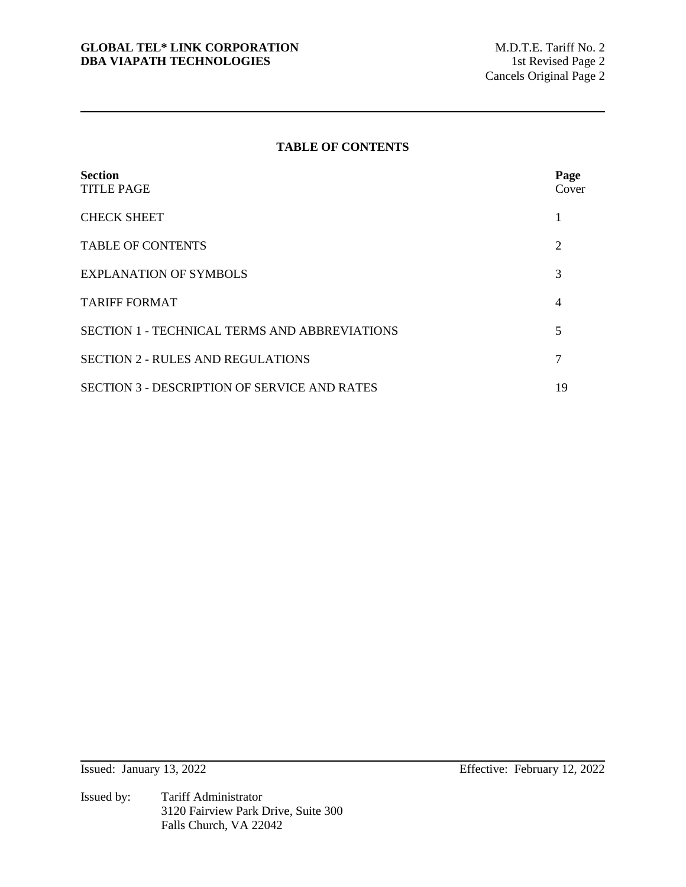## TABLE OF CONTENTS

| Section | Page |
|---|---|
| TITLE PAGE | Cover |
| CHECK SHEET | 1 |
| TABLE OF CONTENTS | 2 |
| EXPLANATION OF SYMBOLS | 3 |
| TARIFF FORMAT | 4 |
| SECTION 1 - TECHNICAL TERMS AND ABBREVIATIONS | 5 |
| SECTION 2 - RULES AND REGULATIONS | 7 |
| SECTION 3 - DESCRIPTION OF SERVICE AND RATES | 19 |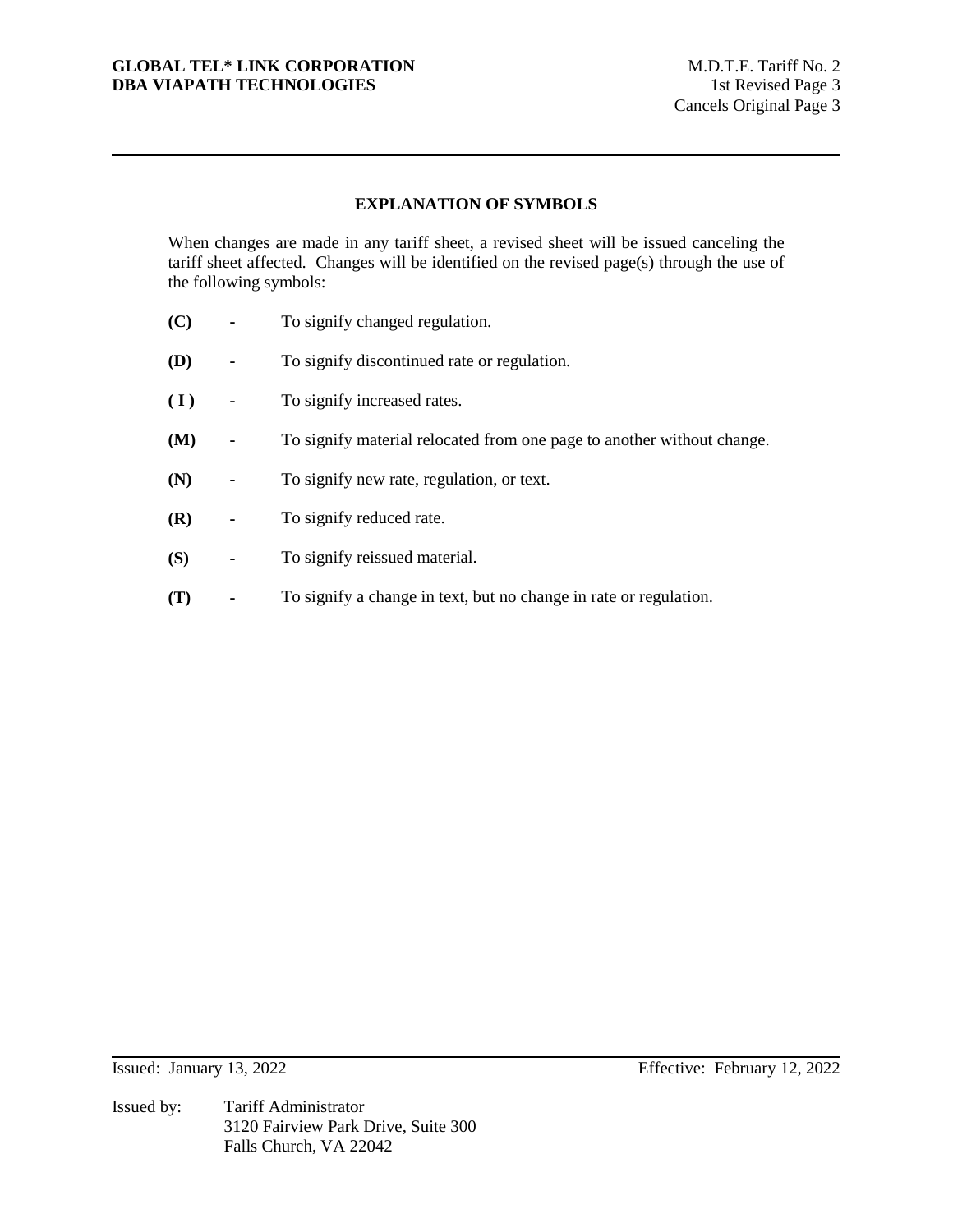## EXPLANATION OF SYMBOLS

When changes are made in any tariff sheet, a revised sheet will be issued canceling the tariff sheet affected. Changes will be identified on the revised page(s) through the use of the following symbols:

- **(C)** - To signify changed regulation.
- **(D)** - To signify discontinued rate or regulation.
- **( I )** - To signify increased rates.
- **(M)** - To signify material relocated from one page to another without change.
- **(N)** - To signify new rate, regulation, or text.
- **(R)** - To signify reduced rate.
- **(S)** - To signify reissued material.
- **(T)** - To signify a change in text, but no change in rate or regulation.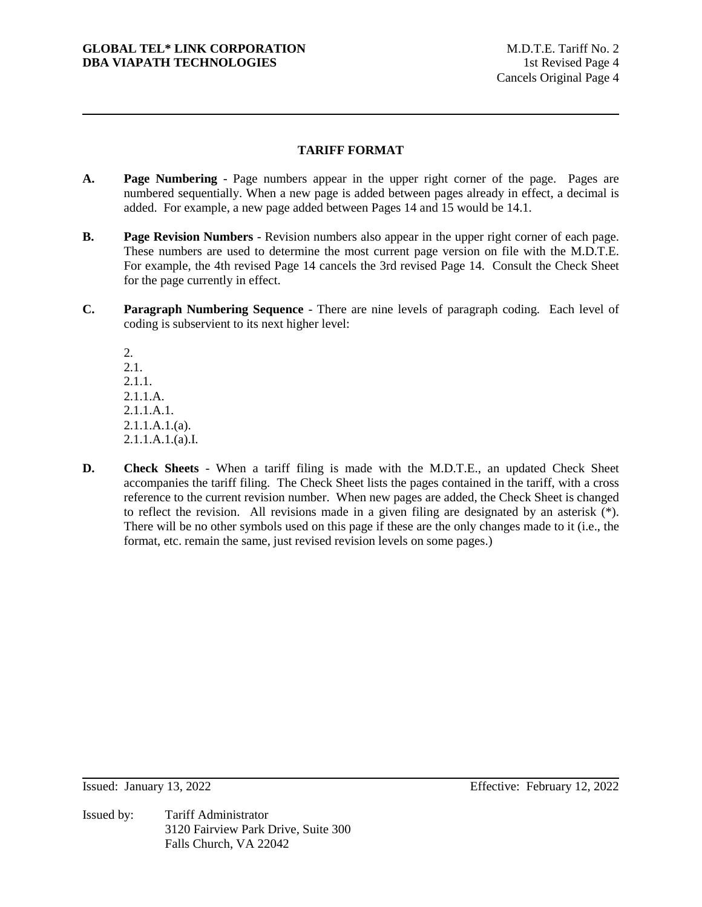## TARIFF FORMAT

**A.** **Page Numbering** - Page numbers appear in the upper right corner of the page. Pages are numbered sequentially. When a new page is added between pages already in effect, a decimal is added. For example, a new page added between Pages 14 and 15 would be 14.1.

**B.** **Page Revision Numbers** - Revision numbers also appear in the upper right corner of each page. These numbers are used to determine the most current page version on file with the M.D.T.E. For example, the 4th revised Page 14 cancels the 3rd revised Page 14. Consult the Check Sheet for the page currently in effect.

**C.** **Paragraph Numbering Sequence** - There are nine levels of paragraph coding. Each level of coding is subservient to its next higher level:

2.
2.1.
2.1.1.
2.1.1.A.
2.1.1.A.1.
2.1.1.A.1.(a).
2.1.1.A.1.(a).I.

**D.** **Check Sheets** - When a tariff filing is made with the M.D.T.E., an updated Check Sheet accompanies the tariff filing. The Check Sheet lists the pages contained in the tariff, with a cross reference to the current revision number. When new pages are added, the Check Sheet is changed to reflect the revision. All revisions made in a given filing are designated by an asterisk (*). There will be no other symbols used on this page if these are the only changes made to it (i.e., the format, etc. remain the same, just revised revision levels on some pages.)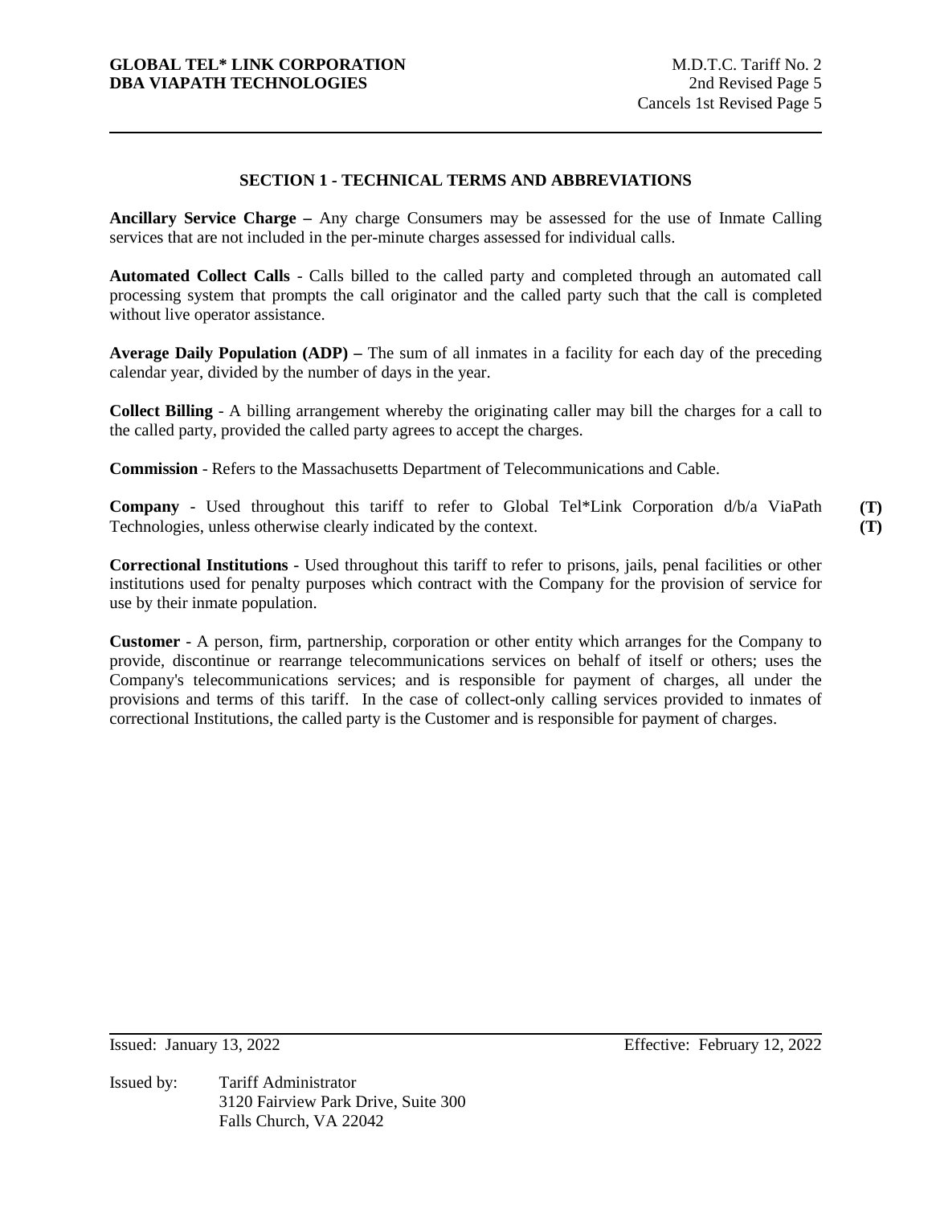## SECTION 1 - TECHNICAL TERMS AND ABBREVIATIONS

**Ancillary Service Charge –** Any charge Consumers may be assessed for the use of Inmate Calling services that are not included in the per-minute charges assessed for individual calls.

**Automated Collect Calls** - Calls billed to the called party and completed through an automated call processing system that prompts the call originator and the called party such that the call is completed without live operator assistance.

**Average Daily Population (ADP) –** The sum of all inmates in a facility for each day of the preceding calendar year, divided by the number of days in the year.

**Collect Billing** - A billing arrangement whereby the originating caller may bill the charges for a call to the called party, provided the called party agrees to accept the charges.

**Commission** - Refers to the Massachusetts Department of Telecommunications and Cable.

**Company** - Used throughout this tariff to refer to Global Tel*Link Corporation d/b/a ViaPath Technologies, unless otherwise clearly indicated by the context. **(T)** **(T)**

**Correctional Institutions** - Used throughout this tariff to refer to prisons, jails, penal facilities or other institutions used for penalty purposes which contract with the Company for the provision of service for use by their inmate population.

**Customer** - A person, firm, partnership, corporation or other entity which arranges for the Company to provide, discontinue or rearrange telecommunications services on behalf of itself or others; uses the Company's telecommunications services; and is responsible for payment of charges, all under the provisions and terms of this tariff. In the case of collect-only calling services provided to inmates of correctional Institutions, the called party is the Customer and is responsible for payment of charges.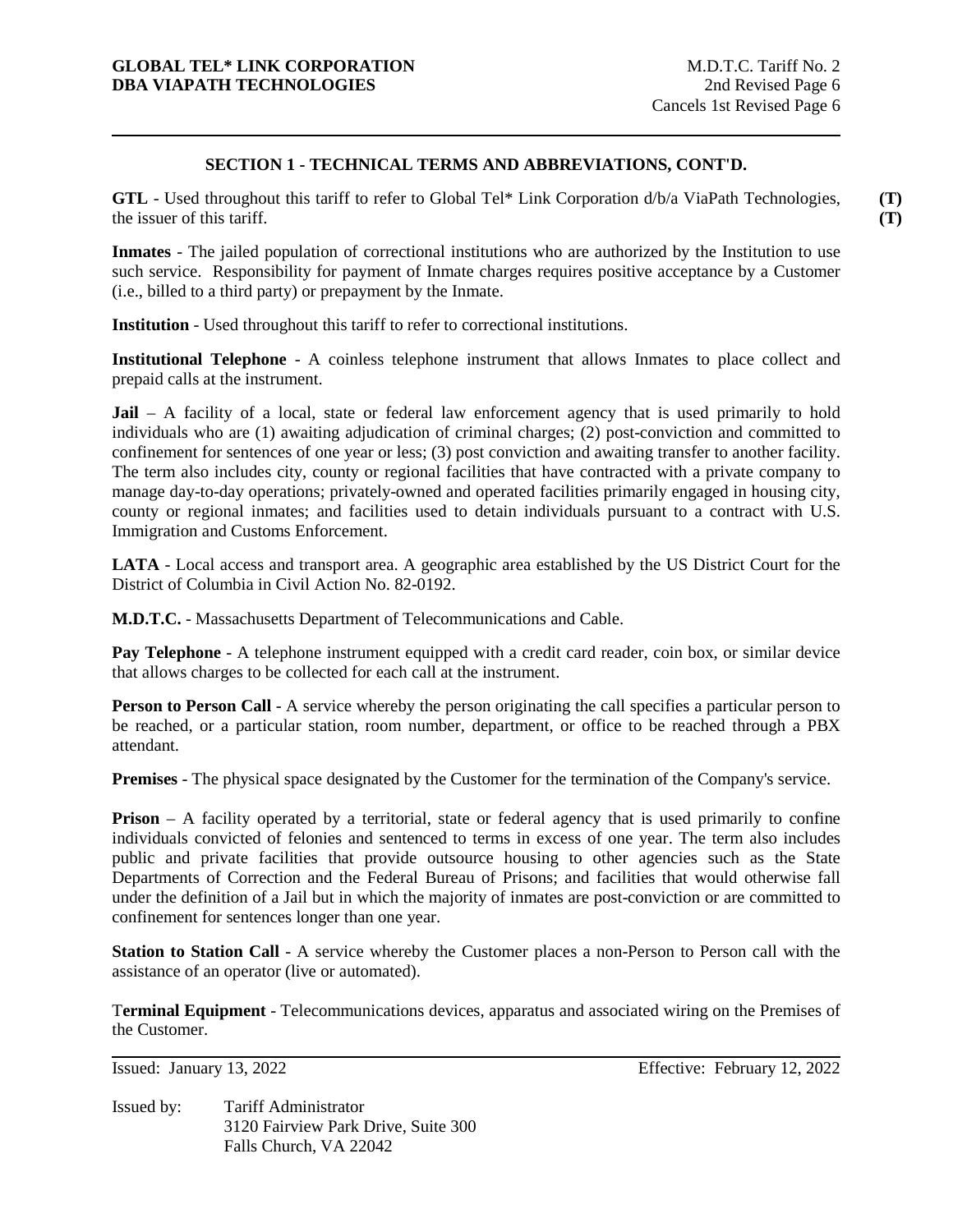## SECTION 1 - TECHNICAL TERMS AND ABBREVIATIONS, CONT'D.

**GTL** - Used throughout this tariff to refer to Global Tel* Link Corporation d/b/a ViaPath Technologies, the issuer of this tariff. **(T)** **(T)**

**Inmates** - The jailed population of correctional institutions who are authorized by the Institution to use such service. Responsibility for payment of Inmate charges requires positive acceptance by a Customer (i.e., billed to a third party) or prepayment by the Inmate.

**Institution** - Used throughout this tariff to refer to correctional institutions.

**Institutional Telephone** - A coinless telephone instrument that allows Inmates to place collect and prepaid calls at the instrument.

**Jail** – A facility of a local, state or federal law enforcement agency that is used primarily to hold individuals who are (1) awaiting adjudication of criminal charges; (2) post-conviction and committed to confinement for sentences of one year or less; (3) post conviction and awaiting transfer to another facility. The term also includes city, county or regional facilities that have contracted with a private company to manage day-to-day operations; privately-owned and operated facilities primarily engaged in housing city, county or regional inmates; and facilities used to detain individuals pursuant to a contract with U.S. Immigration and Customs Enforcement.

**LATA** - Local access and transport area. A geographic area established by the US District Court for the District of Columbia in Civil Action No. 82-0192.

**M.D.T.C.** - Massachusetts Department of Telecommunications and Cable.

**Pay Telephone** - A telephone instrument equipped with a credit card reader, coin box, or similar device that allows charges to be collected for each call at the instrument.

**Person to Person Call** - A service whereby the person originating the call specifies a particular person to be reached, or a particular station, room number, department, or office to be reached through a PBX attendant.

**Premises** - The physical space designated by the Customer for the termination of the Company's service.

**Prison** – A facility operated by a territorial, state or federal agency that is used primarily to confine individuals convicted of felonies and sentenced to terms in excess of one year. The term also includes public and private facilities that provide outsource housing to other agencies such as the State Departments of Correction and the Federal Bureau of Prisons; and facilities that would otherwise fall under the definition of a Jail but in which the majority of inmates are post-conviction or are committed to confinement for sentences longer than one year.

**Station to Station Call** - A service whereby the Customer places a non-Person to Person call with the assistance of an operator (live or automated).

T**erminal Equipment** - Telecommunications devices, apparatus and associated wiring on the Premises of the Customer.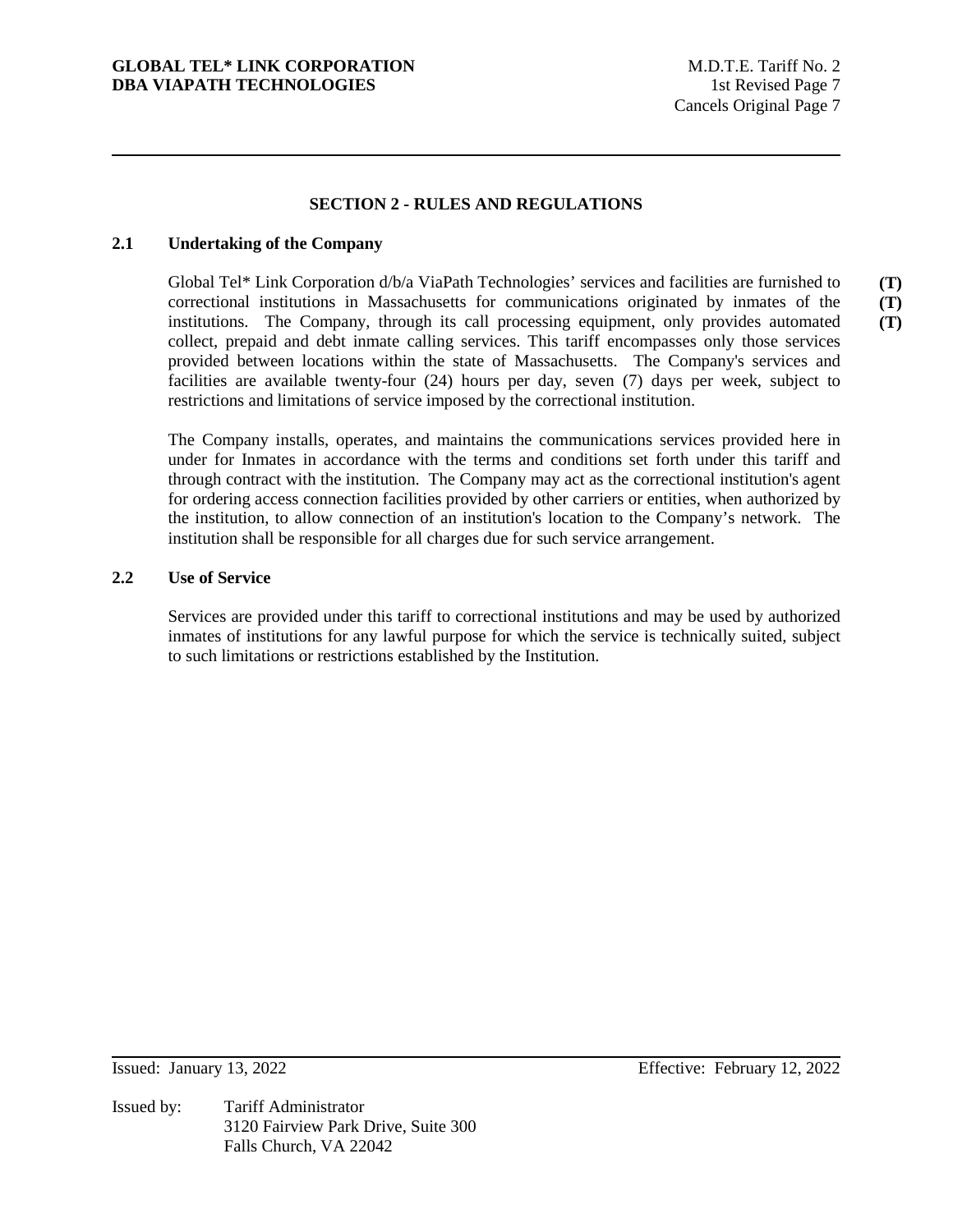## SECTION 2 - RULES AND REGULATIONS

### 2.1 Undertaking of the Company

Global Tel* Link Corporation d/b/a ViaPath Technologies' services and facilities are furnished to correctional institutions in Massachusetts for communications originated by inmates of the institutions. The Company, through its call processing equipment, only provides automated collect, prepaid and debt inmate calling services. This tariff encompasses only those services provided between locations within the state of Massachusetts. The Company's services and facilities are available twenty-four (24) hours per day, seven (7) days per week, subject to restrictions and limitations of service imposed by the correctional institution. **(T)** **(T)** **(T)**

The Company installs, operates, and maintains the communications services provided here in under for Inmates in accordance with the terms and conditions set forth under this tariff and through contract with the institution. The Company may act as the correctional institution's agent for ordering access connection facilities provided by other carriers or entities, when authorized by the institution, to allow connection of an institution's location to the Company's network. The institution shall be responsible for all charges due for such service arrangement.

### 2.2 Use of Service

Services are provided under this tariff to correctional institutions and may be used by authorized inmates of institutions for any lawful purpose for which the service is technically suited, subject to such limitations or restrictions established by the Institution.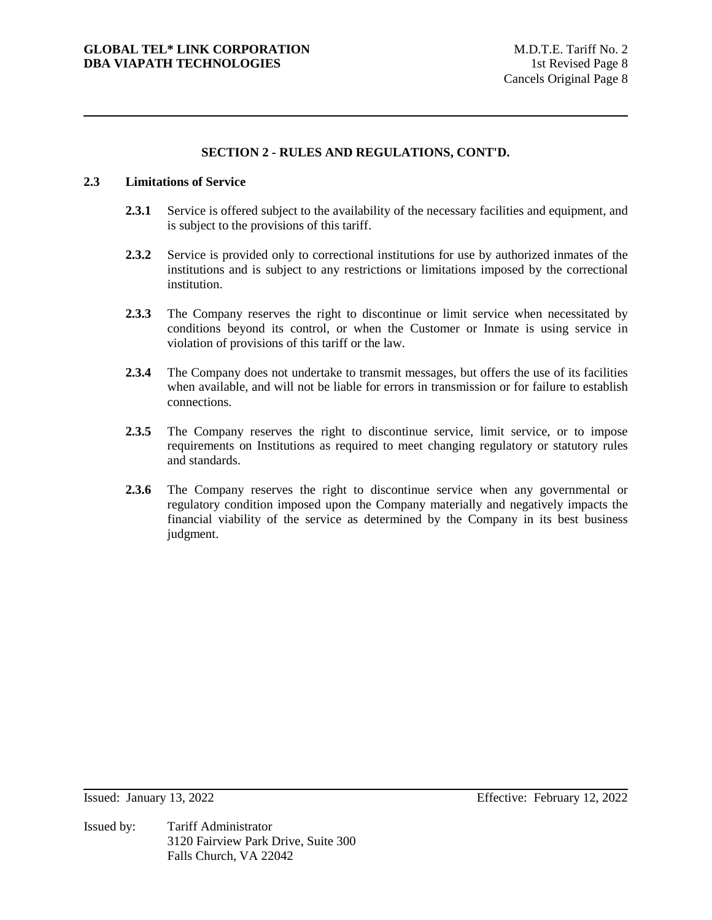## SECTION 2 - RULES AND REGULATIONS, CONT'D.

### 2.3 Limitations of Service

**2.3.1** Service is offered subject to the availability of the necessary facilities and equipment, and is subject to the provisions of this tariff.

**2.3.2** Service is provided only to correctional institutions for use by authorized inmates of the institutions and is subject to any restrictions or limitations imposed by the correctional institution.

**2.3.3** The Company reserves the right to discontinue or limit service when necessitated by conditions beyond its control, or when the Customer or Inmate is using service in violation of provisions of this tariff or the law.

**2.3.4** The Company does not undertake to transmit messages, but offers the use of its facilities when available, and will not be liable for errors in transmission or for failure to establish connections.

**2.3.5** The Company reserves the right to discontinue service, limit service, or to impose requirements on Institutions as required to meet changing regulatory or statutory rules and standards.

**2.3.6** The Company reserves the right to discontinue service when any governmental or regulatory condition imposed upon the Company materially and negatively impacts the financial viability of the service as determined by the Company in its best business judgment.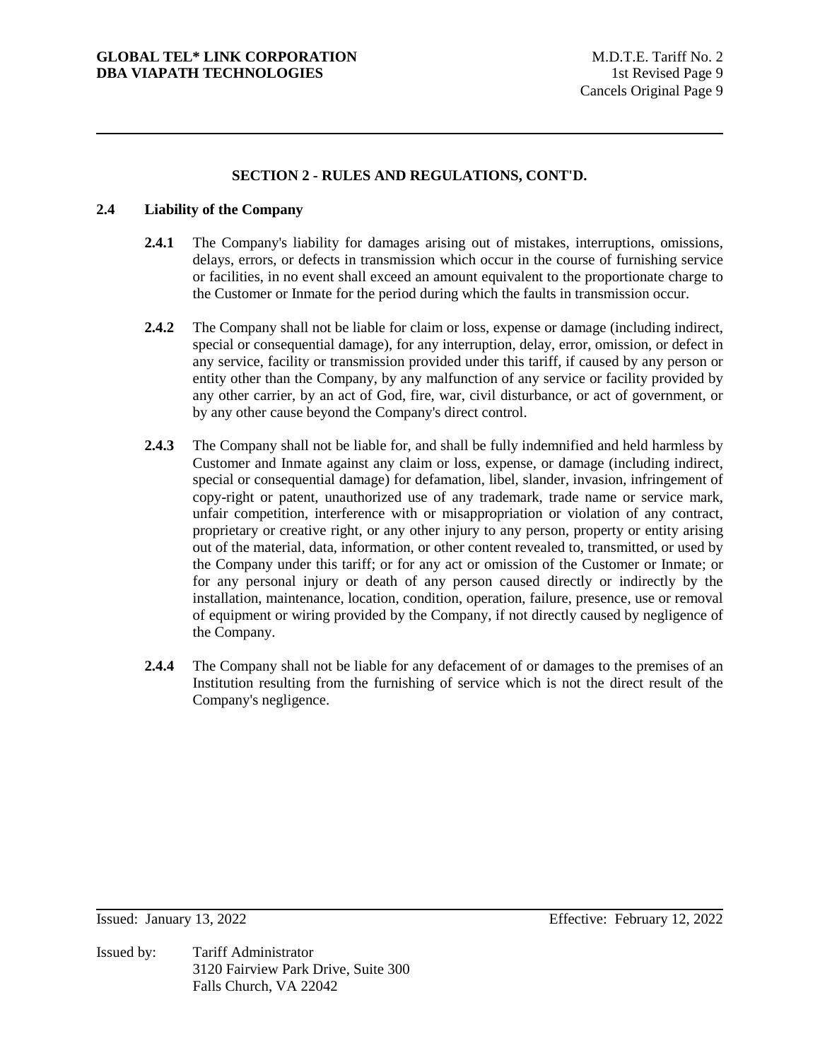## SECTION 2 - RULES AND REGULATIONS, CONT'D.

### 2.4 Liability of the Company

**2.4.1** The Company's liability for damages arising out of mistakes, interruptions, omissions, delays, errors, or defects in transmission which occur in the course of furnishing service or facilities, in no event shall exceed an amount equivalent to the proportionate charge to the Customer or Inmate for the period during which the faults in transmission occur.

**2.4.2** The Company shall not be liable for claim or loss, expense or damage (including indirect, special or consequential damage), for any interruption, delay, error, omission, or defect in any service, facility or transmission provided under this tariff, if caused by any person or entity other than the Company, by any malfunction of any service or facility provided by any other carrier, by an act of God, fire, war, civil disturbance, or act of government, or by any other cause beyond the Company's direct control.

**2.4.3** The Company shall not be liable for, and shall be fully indemnified and held harmless by Customer and Inmate against any claim or loss, expense, or damage (including indirect, special or consequential damage) for defamation, libel, slander, invasion, infringement of copy-right or patent, unauthorized use of any trademark, trade name or service mark, unfair competition, interference with or misappropriation or violation of any contract, proprietary or creative right, or any other injury to any person, property or entity arising out of the material, data, information, or other content revealed to, transmitted, or used by the Company under this tariff; or for any act or omission of the Customer or Inmate; or for any personal injury or death of any person caused directly or indirectly by the installation, maintenance, location, condition, operation, failure, presence, use or removal of equipment or wiring provided by the Company, if not directly caused by negligence of the Company.

**2.4.4** The Company shall not be liable for any defacement of or damages to the premises of an Institution resulting from the furnishing of service which is not the direct result of the Company's negligence.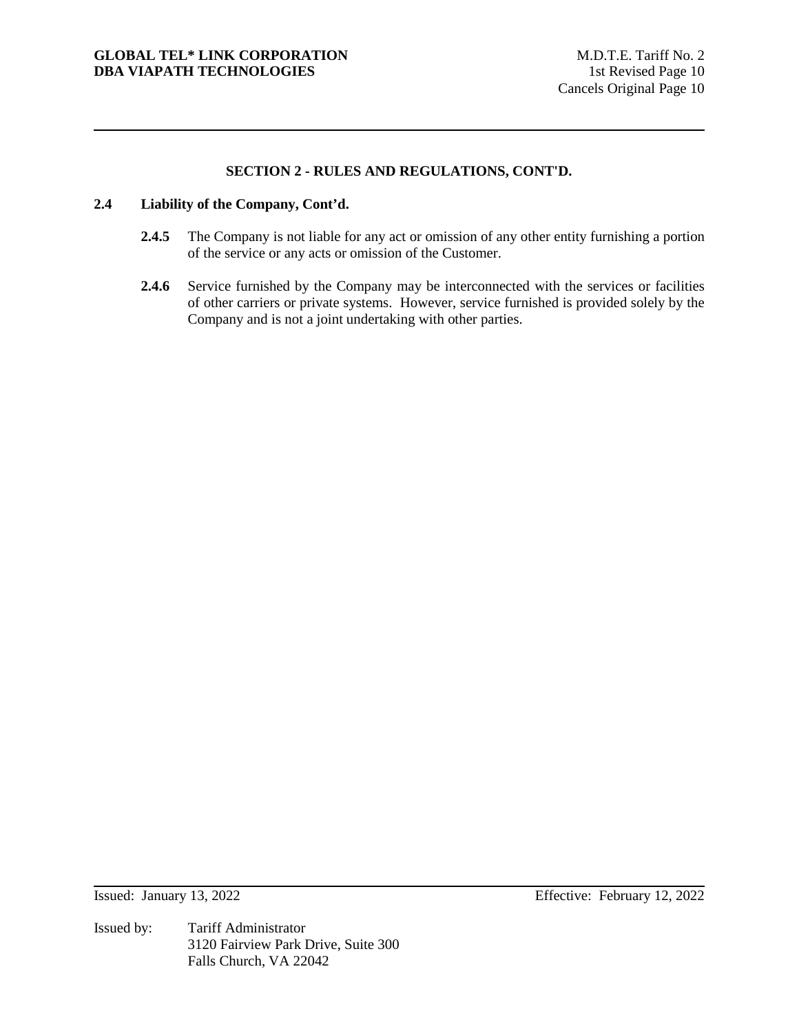## SECTION 2 - RULES AND REGULATIONS, CONT'D.

### 2.4 Liability of the Company, Cont'd.

**2.4.5** The Company is not liable for any act or omission of any other entity furnishing a portion of the service or any acts or omission of the Customer.

**2.4.6** Service furnished by the Company may be interconnected with the services or facilities of other carriers or private systems. However, service furnished is provided solely by the Company and is not a joint undertaking with other parties.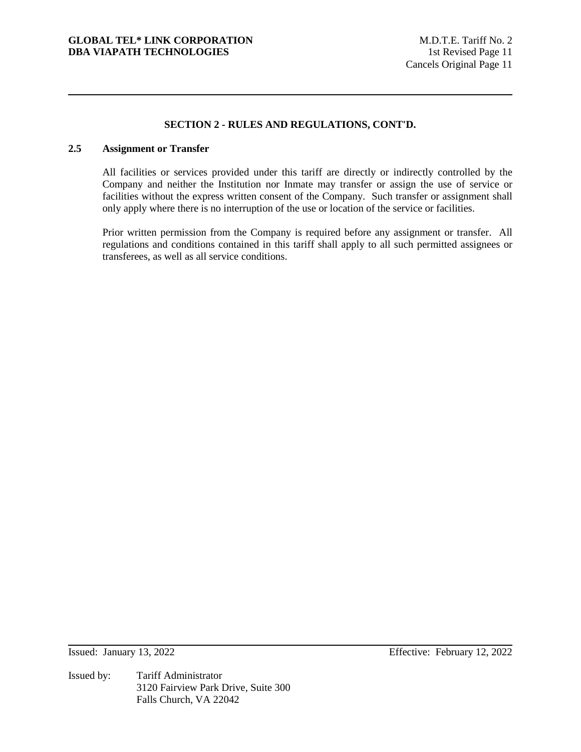## SECTION 2 - RULES AND REGULATIONS, CONT'D.

### 2.5 Assignment or Transfer

All facilities or services provided under this tariff are directly or indirectly controlled by the Company and neither the Institution nor Inmate may transfer or assign the use of service or facilities without the express written consent of the Company. Such transfer or assignment shall only apply where there is no interruption of the use or location of the service or facilities.

Prior written permission from the Company is required before any assignment or transfer. All regulations and conditions contained in this tariff shall apply to all such permitted assignees or transferees, as well as all service conditions.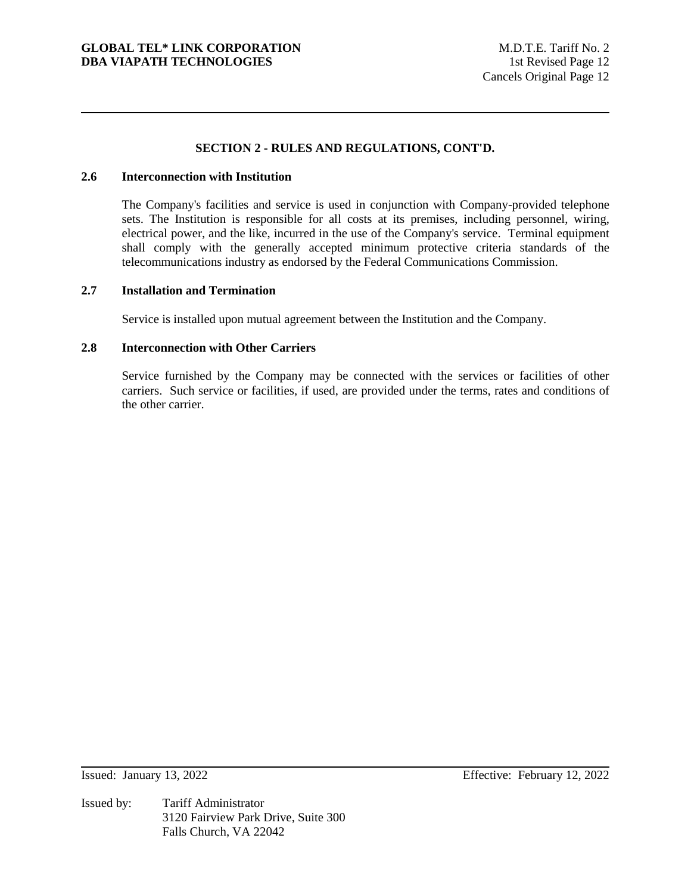## SECTION 2 - RULES AND REGULATIONS, CONT'D.

### 2.6 Interconnection with Institution

The Company's facilities and service is used in conjunction with Company-provided telephone sets. The Institution is responsible for all costs at its premises, including personnel, wiring, electrical power, and the like, incurred in the use of the Company's service. Terminal equipment shall comply with the generally accepted minimum protective criteria standards of the telecommunications industry as endorsed by the Federal Communications Commission.

### 2.7 Installation and Termination

Service is installed upon mutual agreement between the Institution and the Company.

### 2.8 Interconnection with Other Carriers

Service furnished by the Company may be connected with the services or facilities of other carriers. Such service or facilities, if used, are provided under the terms, rates and conditions of the other carrier.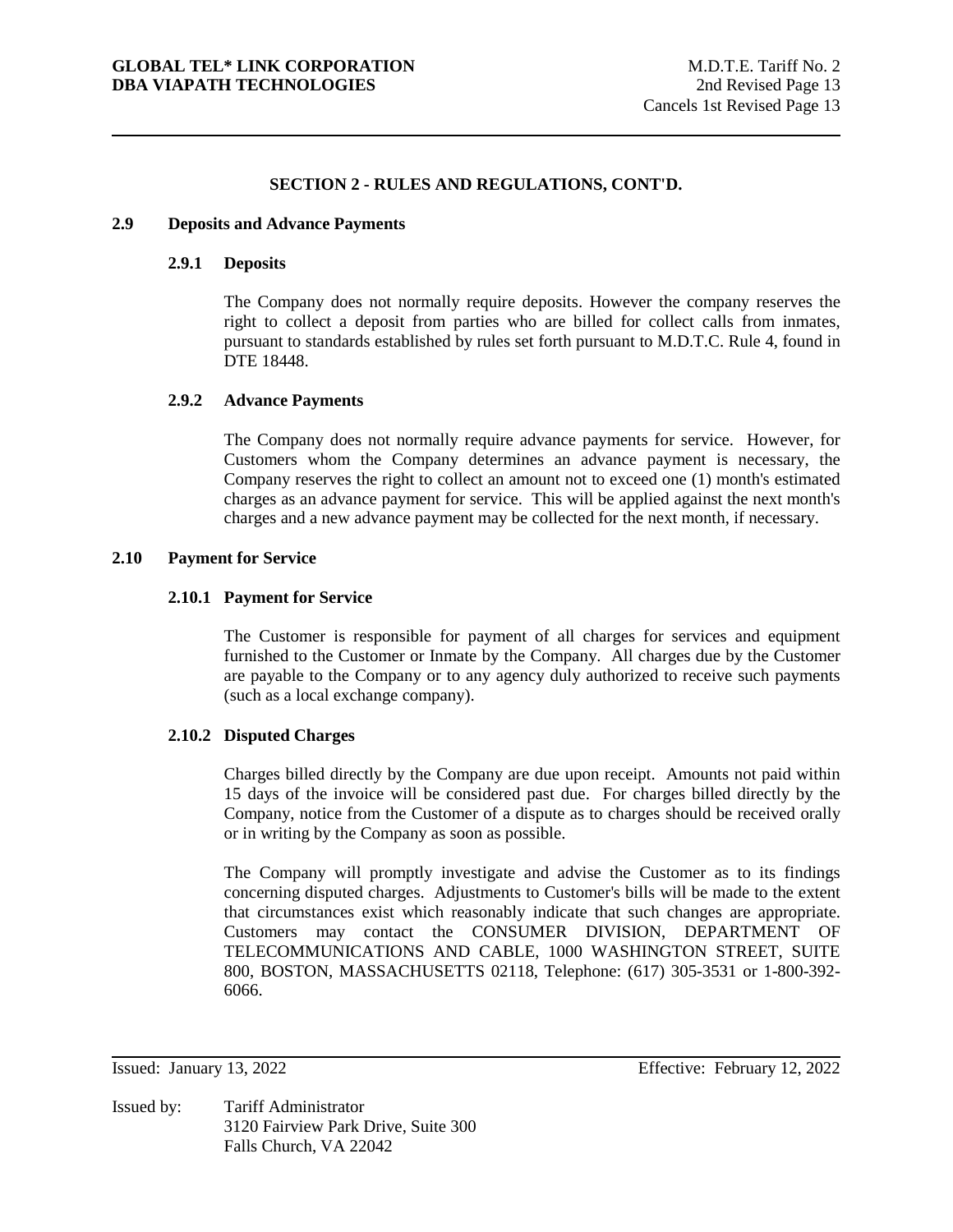## SECTION 2 - RULES AND REGULATIONS, CONT'D.

### 2.9 Deposits and Advance Payments

#### 2.9.1 Deposits

The Company does not normally require deposits. However the company reserves the right to collect a deposit from parties who are billed for collect calls from inmates, pursuant to standards established by rules set forth pursuant to M.D.T.C. Rule 4, found in DTE 18448.

#### 2.9.2 Advance Payments

The Company does not normally require advance payments for service. However, for Customers whom the Company determines an advance payment is necessary, the Company reserves the right to collect an amount not to exceed one (1) month's estimated charges as an advance payment for service. This will be applied against the next month's charges and a new advance payment may be collected for the next month, if necessary.

### 2.10 Payment for Service

#### 2.10.1 Payment for Service

The Customer is responsible for payment of all charges for services and equipment furnished to the Customer or Inmate by the Company. All charges due by the Customer are payable to the Company or to any agency duly authorized to receive such payments (such as a local exchange company).

#### 2.10.2 Disputed Charges

Charges billed directly by the Company are due upon receipt. Amounts not paid within 15 days of the invoice will be considered past due. For charges billed directly by the Company, notice from the Customer of a dispute as to charges should be received orally or in writing by the Company as soon as possible.

The Company will promptly investigate and advise the Customer as to its findings concerning disputed charges. Adjustments to Customer's bills will be made to the extent that circumstances exist which reasonably indicate that such changes are appropriate. Customers may contact the CONSUMER DIVISION, DEPARTMENT OF TELECOMMUNICATIONS AND CABLE, 1000 WASHINGTON STREET, SUITE 800, BOSTON, MASSACHUSETTS 02118, Telephone: (617) 305-3531 or 1-800-392-6066.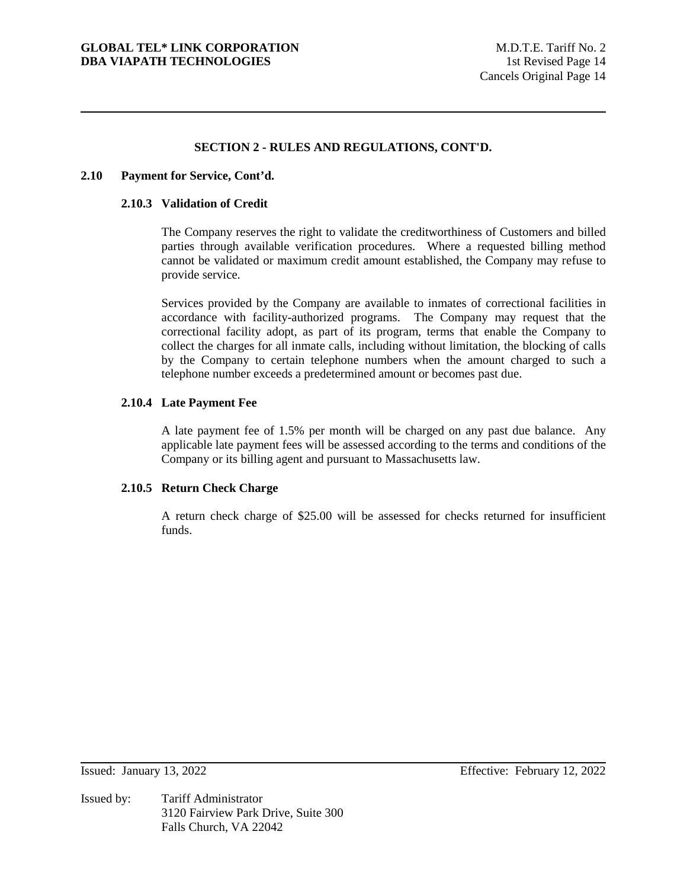## SECTION 2 - RULES AND REGULATIONS, CONT'D.

### 2.10 Payment for Service, Cont'd.

#### 2.10.3 Validation of Credit

The Company reserves the right to validate the creditworthiness of Customers and billed parties through available verification procedures. Where a requested billing method cannot be validated or maximum credit amount established, the Company may refuse to provide service.

Services provided by the Company are available to inmates of correctional facilities in accordance with facility-authorized programs. The Company may request that the correctional facility adopt, as part of its program, terms that enable the Company to collect the charges for all inmate calls, including without limitation, the blocking of calls by the Company to certain telephone numbers when the amount charged to such a telephone number exceeds a predetermined amount or becomes past due.

#### 2.10.4 Late Payment Fee

A late payment fee of 1.5% per month will be charged on any past due balance. Any applicable late payment fees will be assessed according to the terms and conditions of the Company or its billing agent and pursuant to Massachusetts law.

#### 2.10.5 Return Check Charge

A return check charge of $25.00 will be assessed for checks returned for insufficient funds.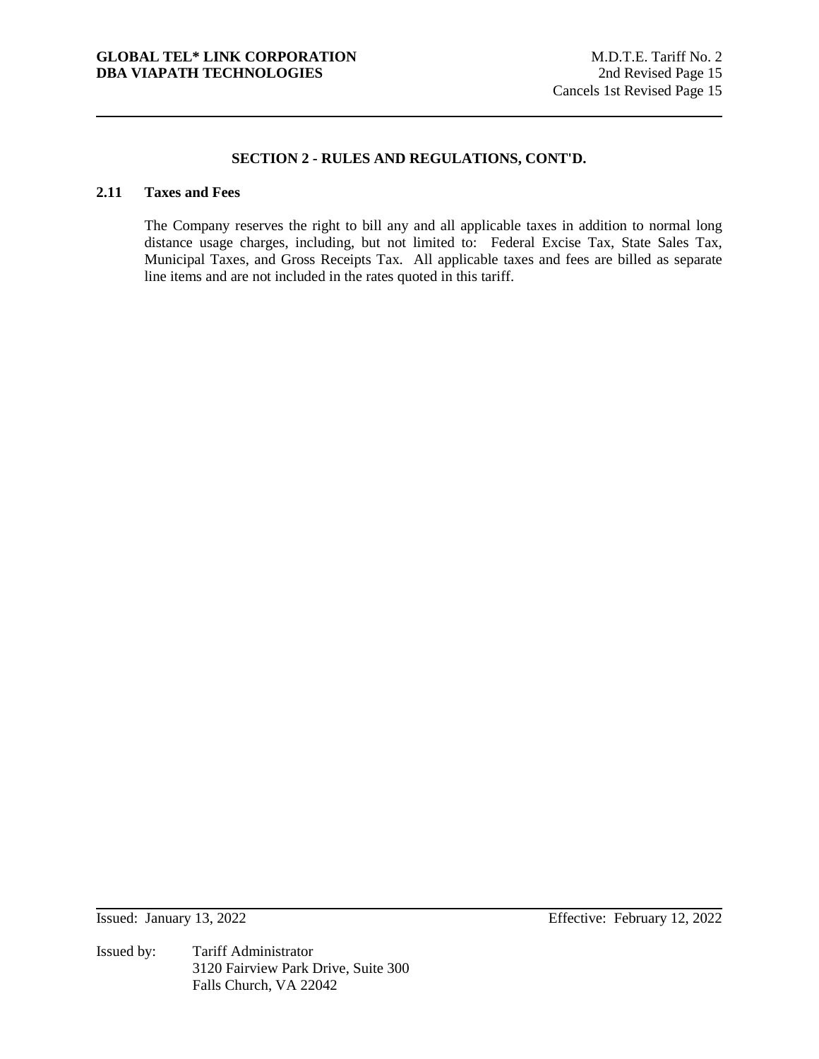## SECTION 2 - RULES AND REGULATIONS, CONT'D.

### 2.11 Taxes and Fees

The Company reserves the right to bill any and all applicable taxes in addition to normal long distance usage charges, including, but not limited to: Federal Excise Tax, State Sales Tax, Municipal Taxes, and Gross Receipts Tax. All applicable taxes and fees are billed as separate line items and are not included in the rates quoted in this tariff.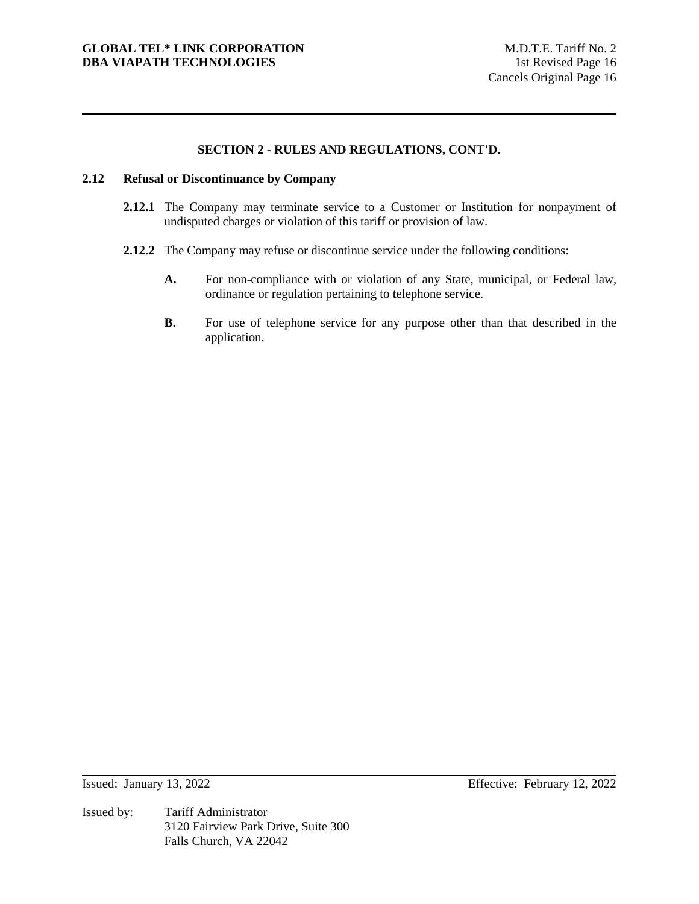## SECTION 2 - RULES AND REGULATIONS, CONT'D.

### 2.12 Refusal or Discontinuance by Company

**2.12.1** The Company may terminate service to a Customer or Institution for nonpayment of undisputed charges or violation of this tariff or provision of law.

**2.12.2** The Company may refuse or discontinue service under the following conditions:

**A.** For non-compliance with or violation of any State, municipal, or Federal law, ordinance or regulation pertaining to telephone service.

**B.** For use of telephone service for any purpose other than that described in the application.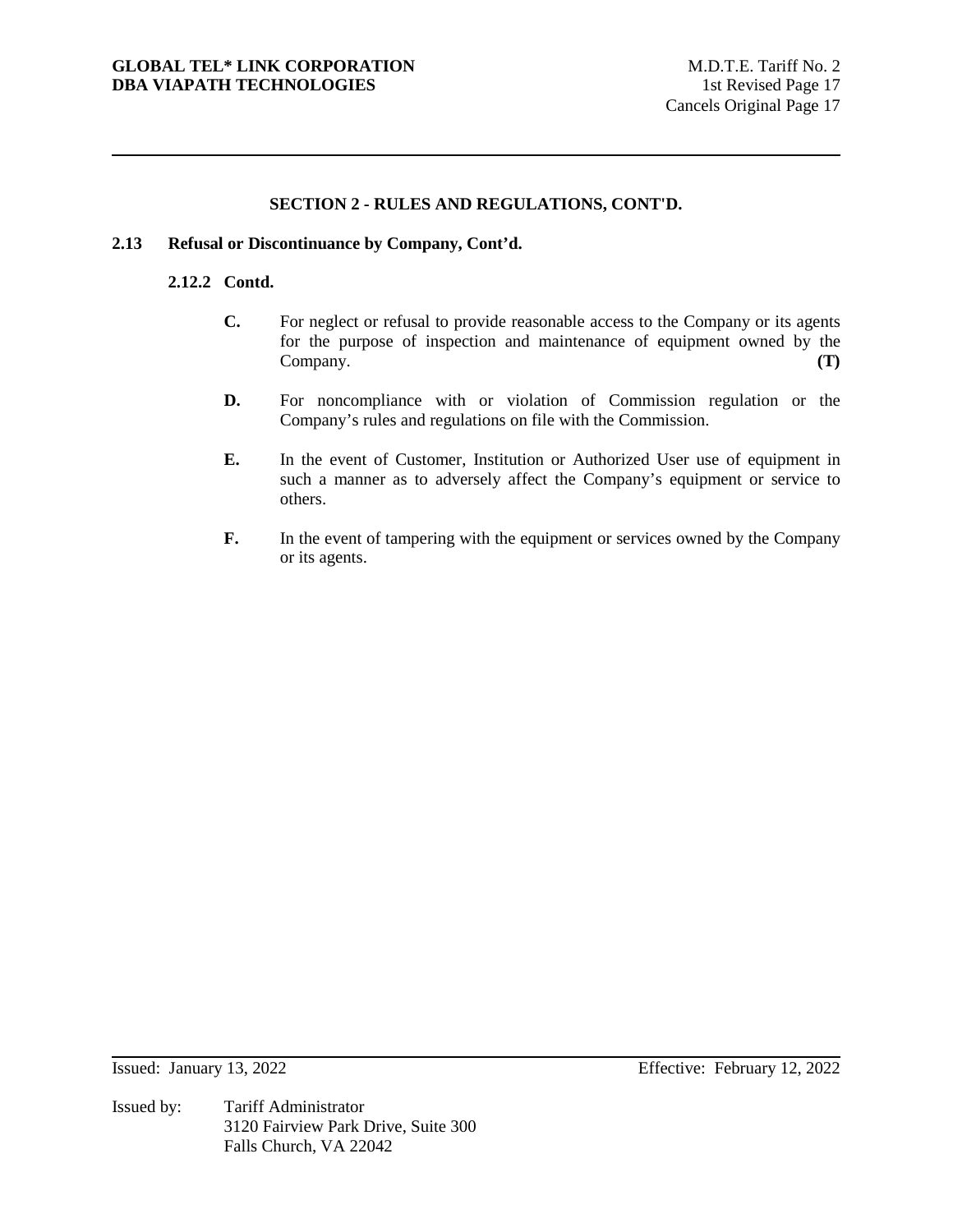## SECTION 2 - RULES AND REGULATIONS, CONT'D.

### 2.13 Refusal or Discontinuance by Company, Cont'd.

#### 2.12.2 Contd.

**C.** For neglect or refusal to provide reasonable access to the Company or its agents for the purpose of inspection and maintenance of equipment owned by the Company. **(T)**

**D.** For noncompliance with or violation of Commission regulation or the Company's rules and regulations on file with the Commission.

**E.** In the event of Customer, Institution or Authorized User use of equipment in such a manner as to adversely affect the Company's equipment or service to others.

**F.** In the event of tampering with the equipment or services owned by the Company or its agents.

Issued: January 13, 2022 Effective: February 12, 2022

Issued by: Tariff Administrator
3120 Fairview Park Drive, Suite 300
Falls Church, VA 22042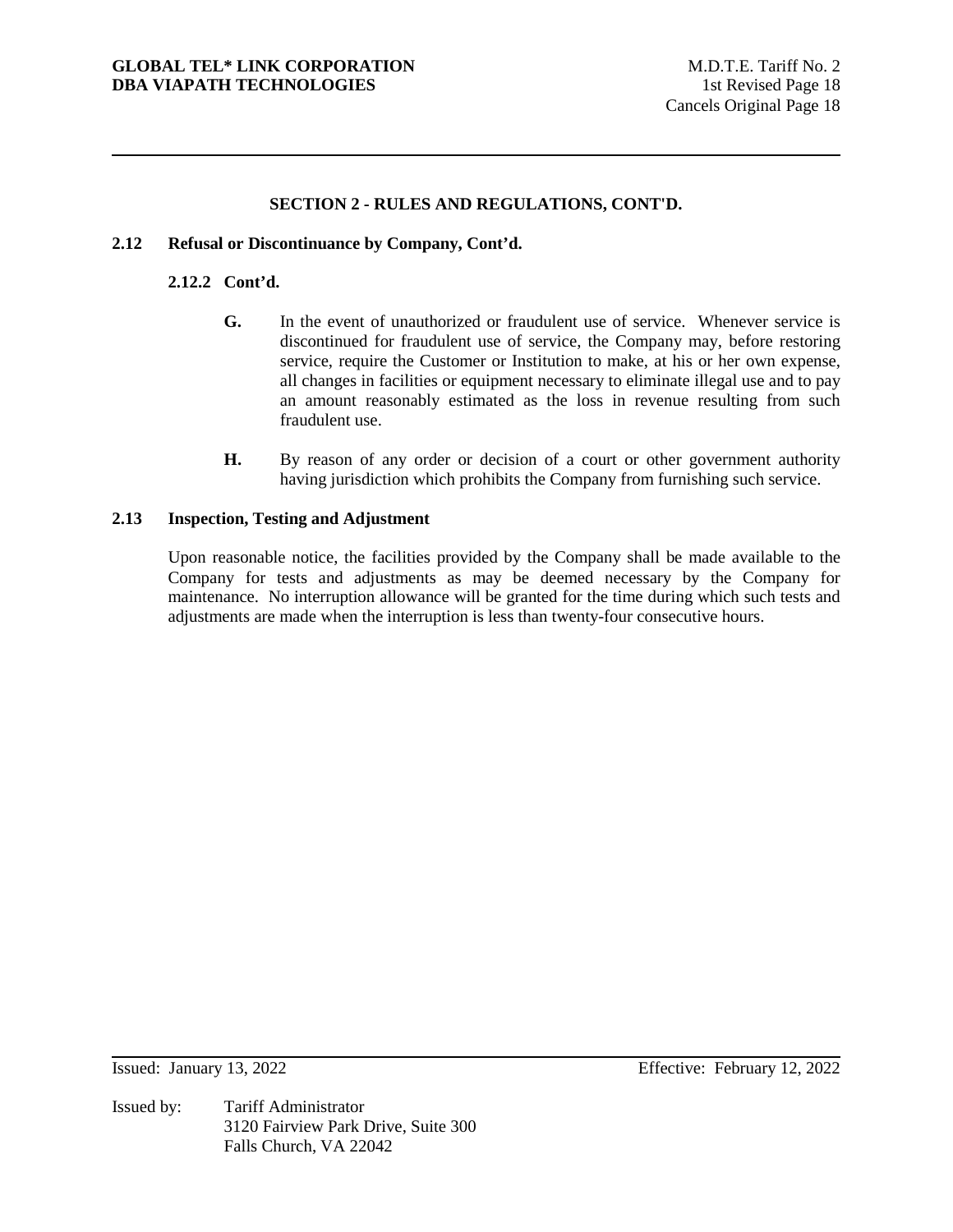## SECTION 2 - RULES AND REGULATIONS, CONT'D.

### 2.12 Refusal or Discontinuance by Company, Cont'd.

#### 2.12.2 Cont'd.

**G.** In the event of unauthorized or fraudulent use of service. Whenever service is discontinued for fraudulent use of service, the Company may, before restoring service, require the Customer or Institution to make, at his or her own expense, all changes in facilities or equipment necessary to eliminate illegal use and to pay an amount reasonably estimated as the loss in revenue resulting from such fraudulent use.

**H.** By reason of any order or decision of a court or other government authority having jurisdiction which prohibits the Company from furnishing such service.

### 2.13 Inspection, Testing and Adjustment

Upon reasonable notice, the facilities provided by the Company shall be made available to the Company for tests and adjustments as may be deemed necessary by the Company for maintenance. No interruption allowance will be granted for the time during which such tests and adjustments are made when the interruption is less than twenty-four consecutive hours.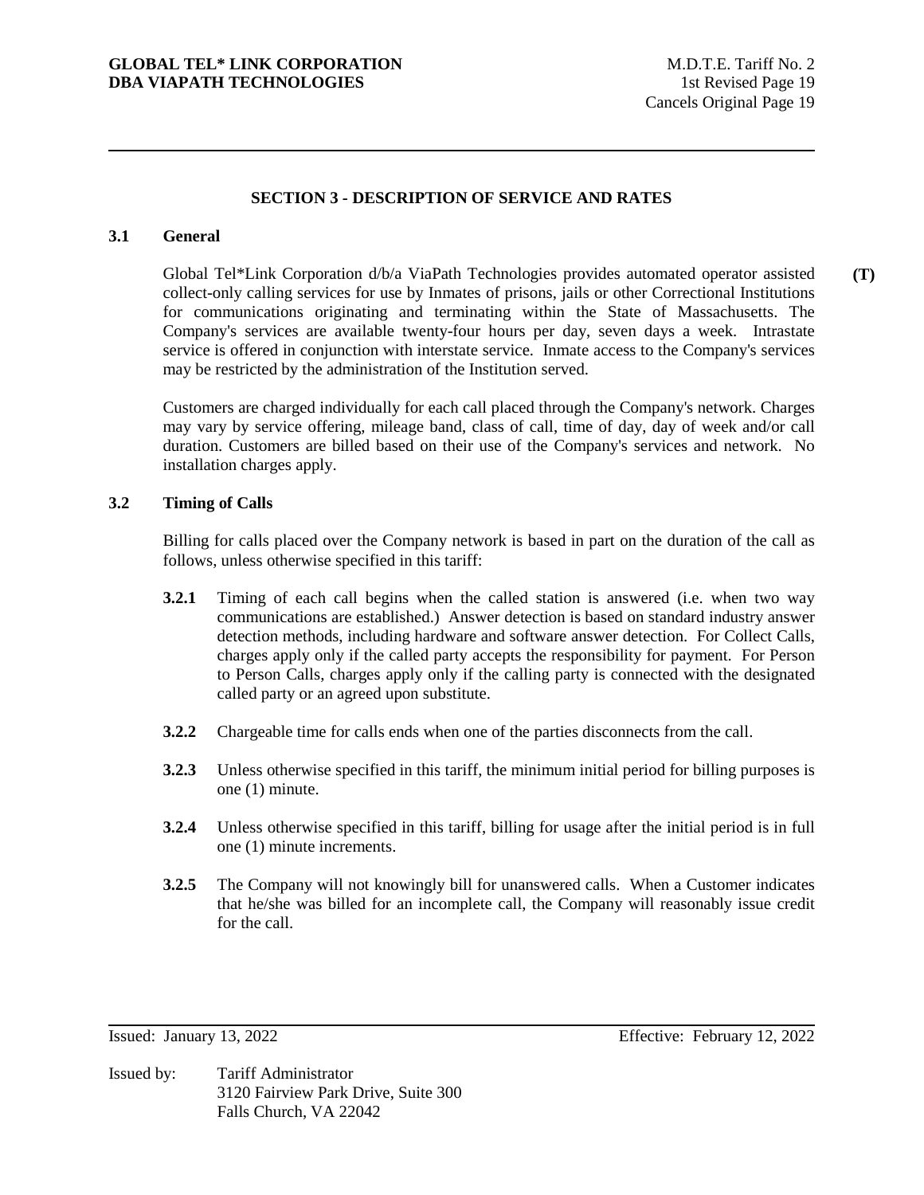## SECTION 3 - DESCRIPTION OF SERVICE AND RATES

### 3.1 General

Global Tel*Link Corporation d/b/a ViaPath Technologies provides automated operator assisted collect-only calling services for use by Inmates of prisons, jails or other Correctional Institutions for communications originating and terminating within the State of Massachusetts. The Company's services are available twenty-four hours per day, seven days a week. Intrastate service is offered in conjunction with interstate service. Inmate access to the Company's services may be restricted by the administration of the Institution served. **(T)**

Customers are charged individually for each call placed through the Company's network. Charges may vary by service offering, mileage band, class of call, time of day, day of week and/or call duration. Customers are billed based on their use of the Company's services and network. No installation charges apply.

### 3.2 Timing of Calls

Billing for calls placed over the Company network is based in part on the duration of the call as follows, unless otherwise specified in this tariff:

**3.2.1** Timing of each call begins when the called station is answered (i.e. when two way communications are established.) Answer detection is based on standard industry answer detection methods, including hardware and software answer detection. For Collect Calls, charges apply only if the called party accepts the responsibility for payment. For Person to Person Calls, charges apply only if the calling party is connected with the designated called party or an agreed upon substitute.

**3.2.2** Chargeable time for calls ends when one of the parties disconnects from the call.

**3.2.3** Unless otherwise specified in this tariff, the minimum initial period for billing purposes is one (1) minute.

**3.2.4** Unless otherwise specified in this tariff, billing for usage after the initial period is in full one (1) minute increments.

**3.2.5** The Company will not knowingly bill for unanswered calls. When a Customer indicates that he/she was billed for an incomplete call, the Company will reasonably issue credit for the call.

Issued: January 13, 2022 — Effective: February 12, 2022

Issued by: Tariff Administrator
3120 Fairview Park Drive, Suite 300
Falls Church, VA 22042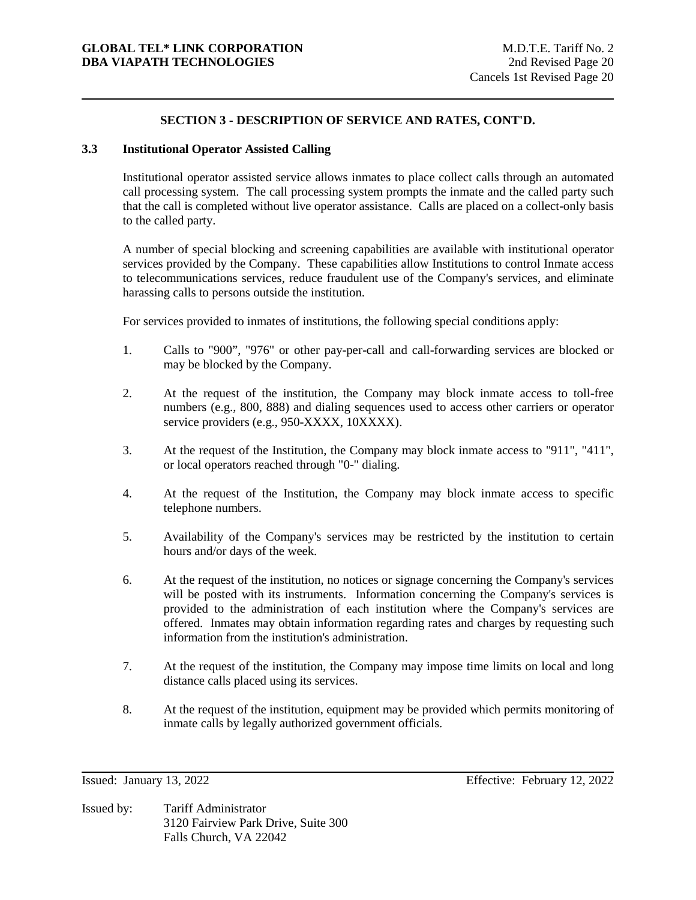## SECTION 3 - DESCRIPTION OF SERVICE AND RATES, CONT'D.

### 3.3 Institutional Operator Assisted Calling

Institutional operator assisted service allows inmates to place collect calls through an automated call processing system. The call processing system prompts the inmate and the called party such that the call is completed without live operator assistance. Calls are placed on a collect-only basis to the called party.

A number of special blocking and screening capabilities are available with institutional operator services provided by the Company. These capabilities allow Institutions to control Inmate access to telecommunications services, reduce fraudulent use of the Company's services, and eliminate harassing calls to persons outside the institution.

For services provided to inmates of institutions, the following special conditions apply:

1. Calls to "900", "976" or other pay-per-call and call-forwarding services are blocked or may be blocked by the Company.
2. At the request of the institution, the Company may block inmate access to toll-free numbers (e.g., 800, 888) and dialing sequences used to access other carriers or operator service providers (e.g., 950-XXXX, 10XXXX).
3. At the request of the Institution, the Company may block inmate access to "911", "411", or local operators reached through "0-" dialing.
4. At the request of the Institution, the Company may block inmate access to specific telephone numbers.
5. Availability of the Company's services may be restricted by the institution to certain hours and/or days of the week.
6. At the request of the institution, no notices or signage concerning the Company's services will be posted with its instruments. Information concerning the Company's services is provided to the administration of each institution where the Company's services are offered. Inmates may obtain information regarding rates and charges by requesting such information from the institution's administration.
7. At the request of the institution, the Company may impose time limits on local and long distance calls placed using its services.
8. At the request of the institution, equipment may be provided which permits monitoring of inmate calls by legally authorized government officials.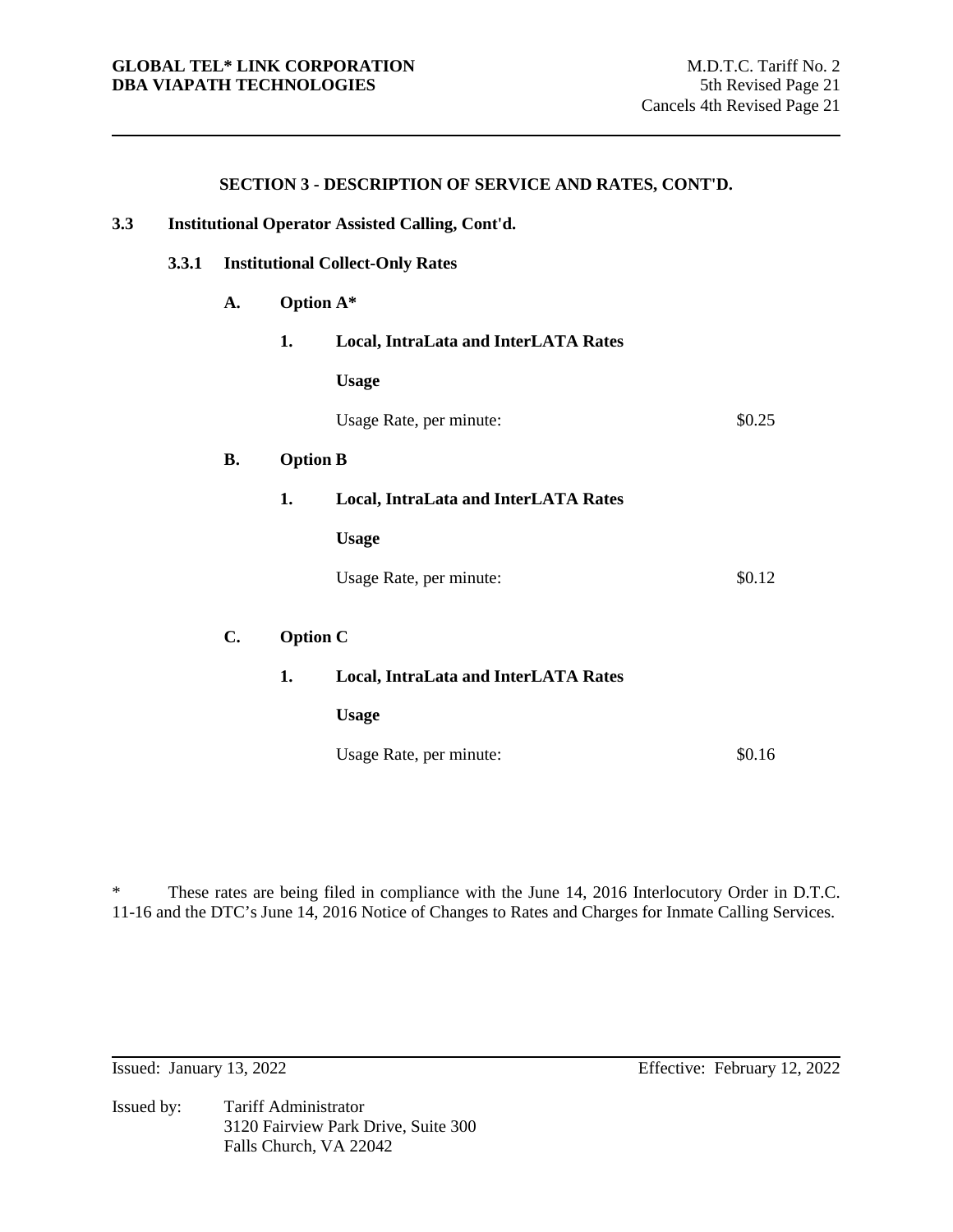## SECTION 3 - DESCRIPTION OF SERVICE AND RATES, CONT'D.

### 3.3 Institutional Operator Assisted Calling, Cont'd.

#### 3.3.1 Institutional Collect-Only Rates

**A. Option A***

**1. Local, IntraLata and InterLATA Rates**

**Usage**

| | |
|---|---|
| Usage Rate, per minute: | $0.25 |

**B. Option B**

**1. Local, IntraLata and InterLATA Rates**

**Usage**

| | |
|---|---|
| Usage Rate, per minute: | $0.12 |

**C. Option C**

**1. Local, IntraLata and InterLATA Rates**

**Usage**

| | |
|---|---|
| Usage Rate, per minute: | $0.16 |

* These rates are being filed in compliance with the June 14, 2016 Interlocutory Order in D.T.C. 11-16 and the DTC's June 14, 2016 Notice of Changes to Rates and Charges for Inmate Calling Services.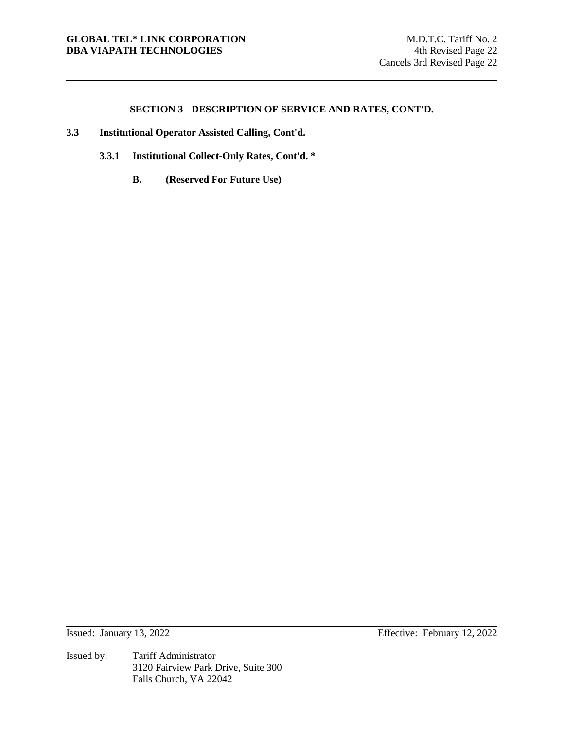## SECTION 3 - DESCRIPTION OF SERVICE AND RATES, CONT'D.

**3.3 Institutional Operator Assisted Calling, Cont'd.**

**3.3.1 Institutional Collect-Only Rates, Cont'd. ***

**B. (Reserved For Future Use)**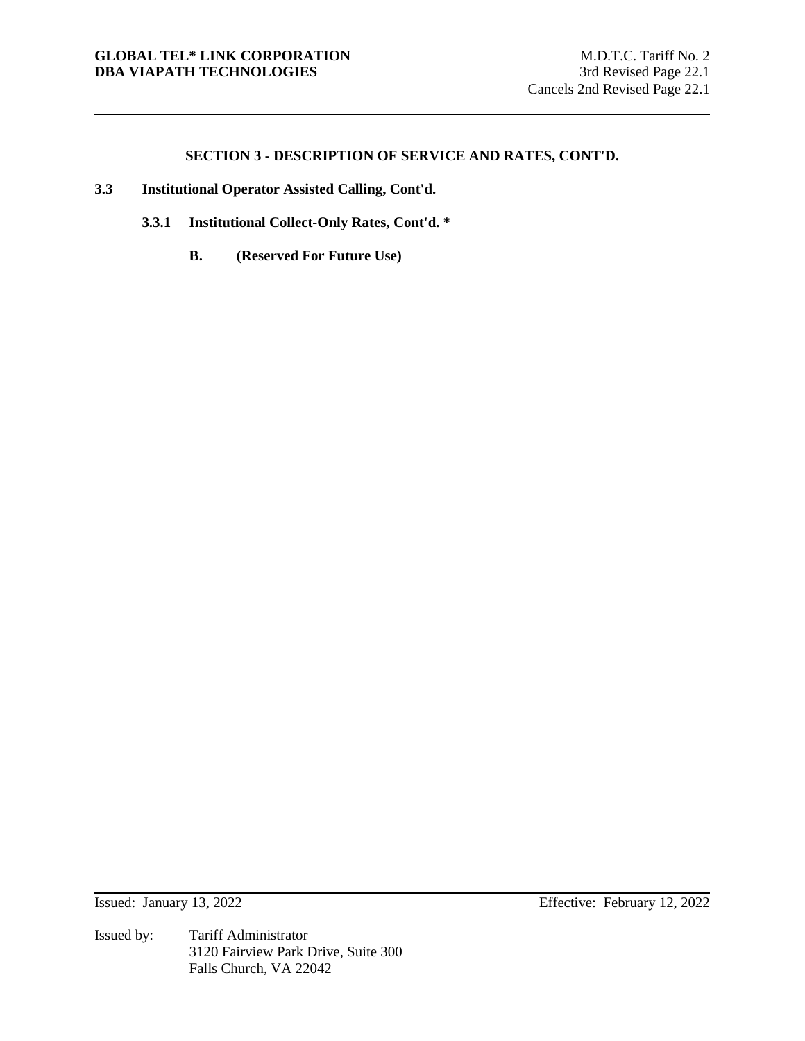## SECTION 3 - DESCRIPTION OF SERVICE AND RATES, CONT'D.

### 3.3 Institutional Operator Assisted Calling, Cont'd.

#### 3.3.1 Institutional Collect-Only Rates, Cont'd. *

**B. (Reserved For Future Use)**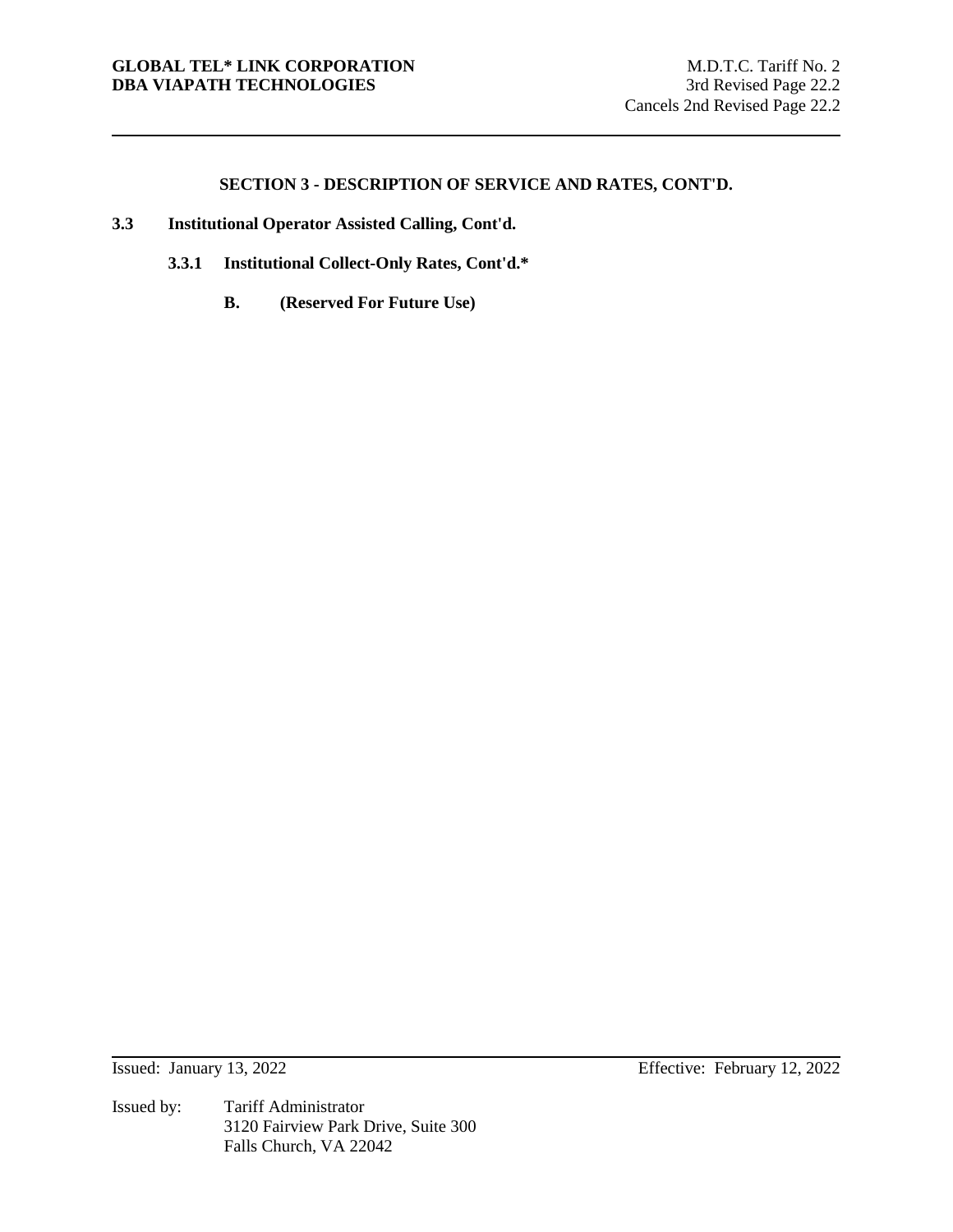## SECTION 3 - DESCRIPTION OF SERVICE AND RATES, CONT'D.

**3.3 Institutional Operator Assisted Calling, Cont'd.**

**3.3.1 Institutional Collect-Only Rates, Cont'd.***

**B. (Reserved For Future Use)**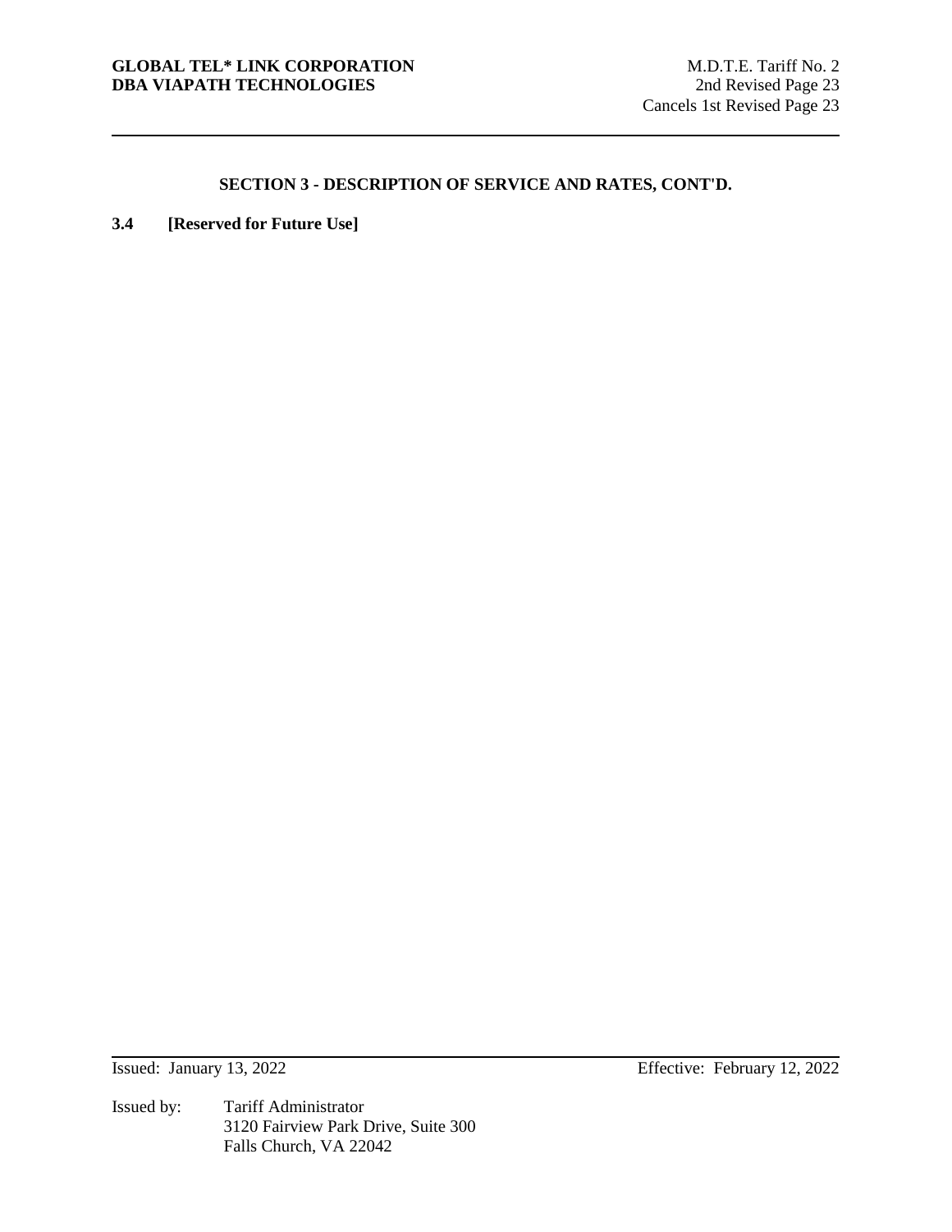## SECTION 3 - DESCRIPTION OF SERVICE AND RATES, CONT'D.

**3.4 [Reserved for Future Use]**

Issued: January 13, 2022 Effective: February 12, 2022

Issued by: Tariff Administrator
3120 Fairview Park Drive, Suite 300
Falls Church, VA 22042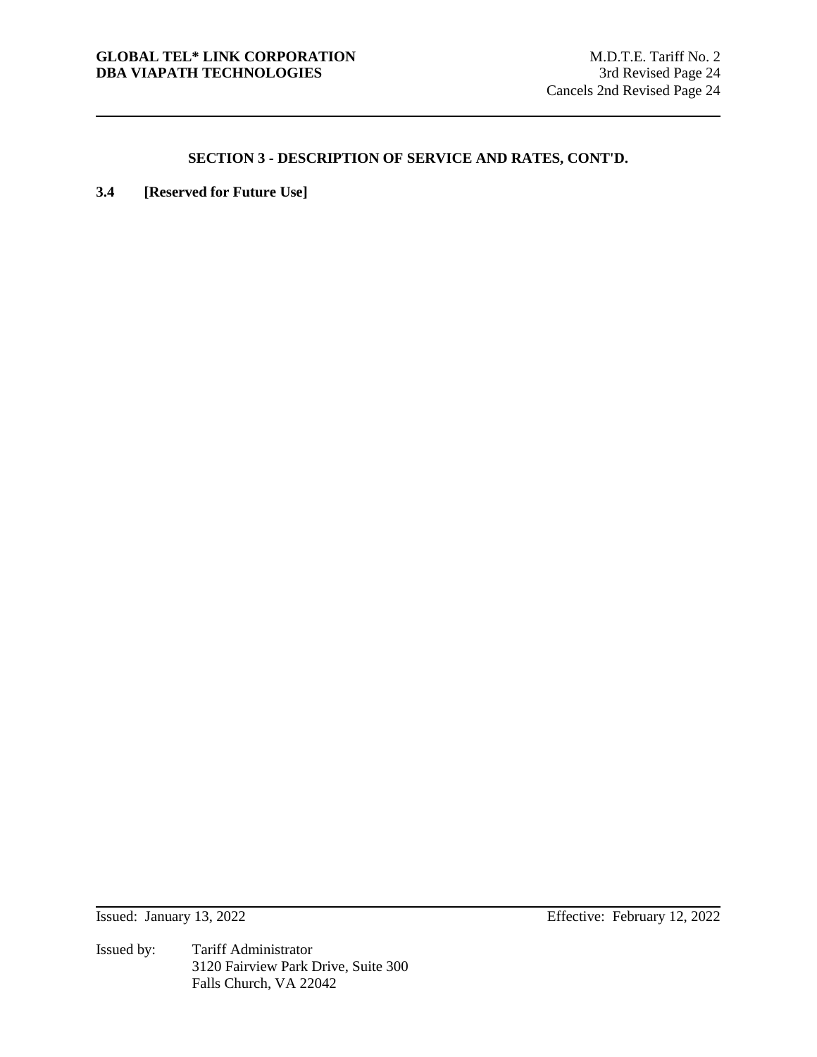## SECTION 3 - DESCRIPTION OF SERVICE AND RATES, CONT'D.

**3.4 [Reserved for Future Use]**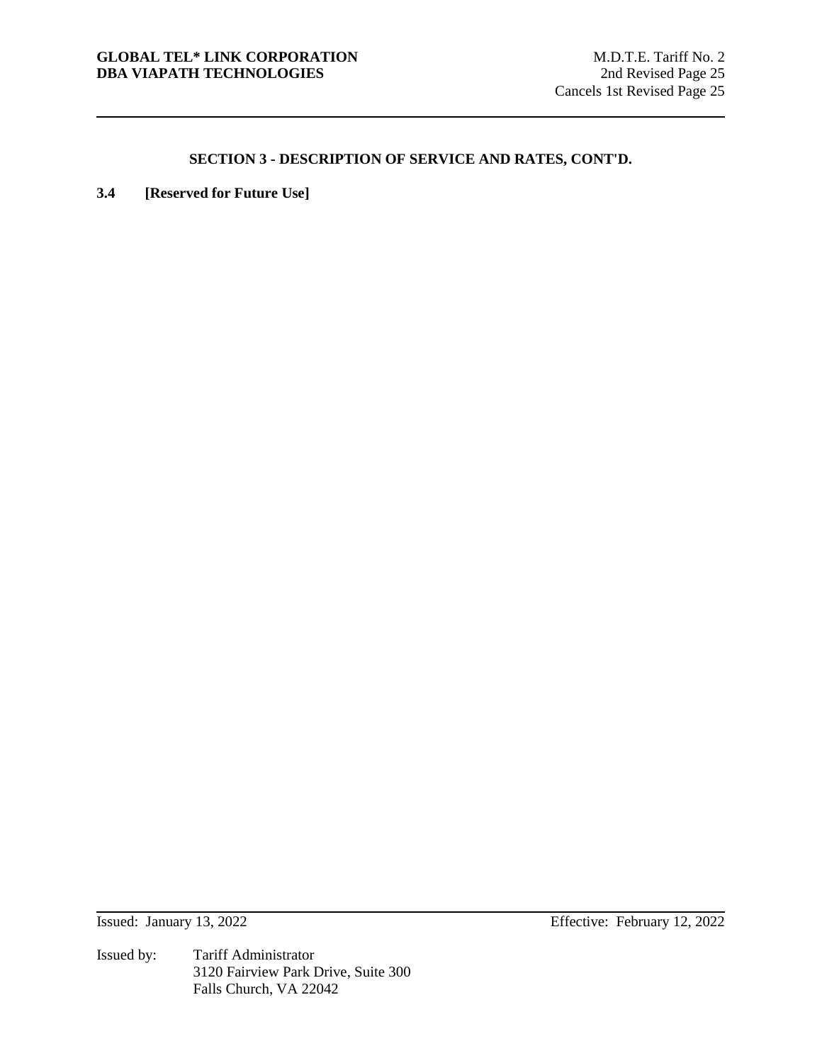## SECTION 3 - DESCRIPTION OF SERVICE AND RATES, CONT'D.

**3.4 [Reserved for Future Use]**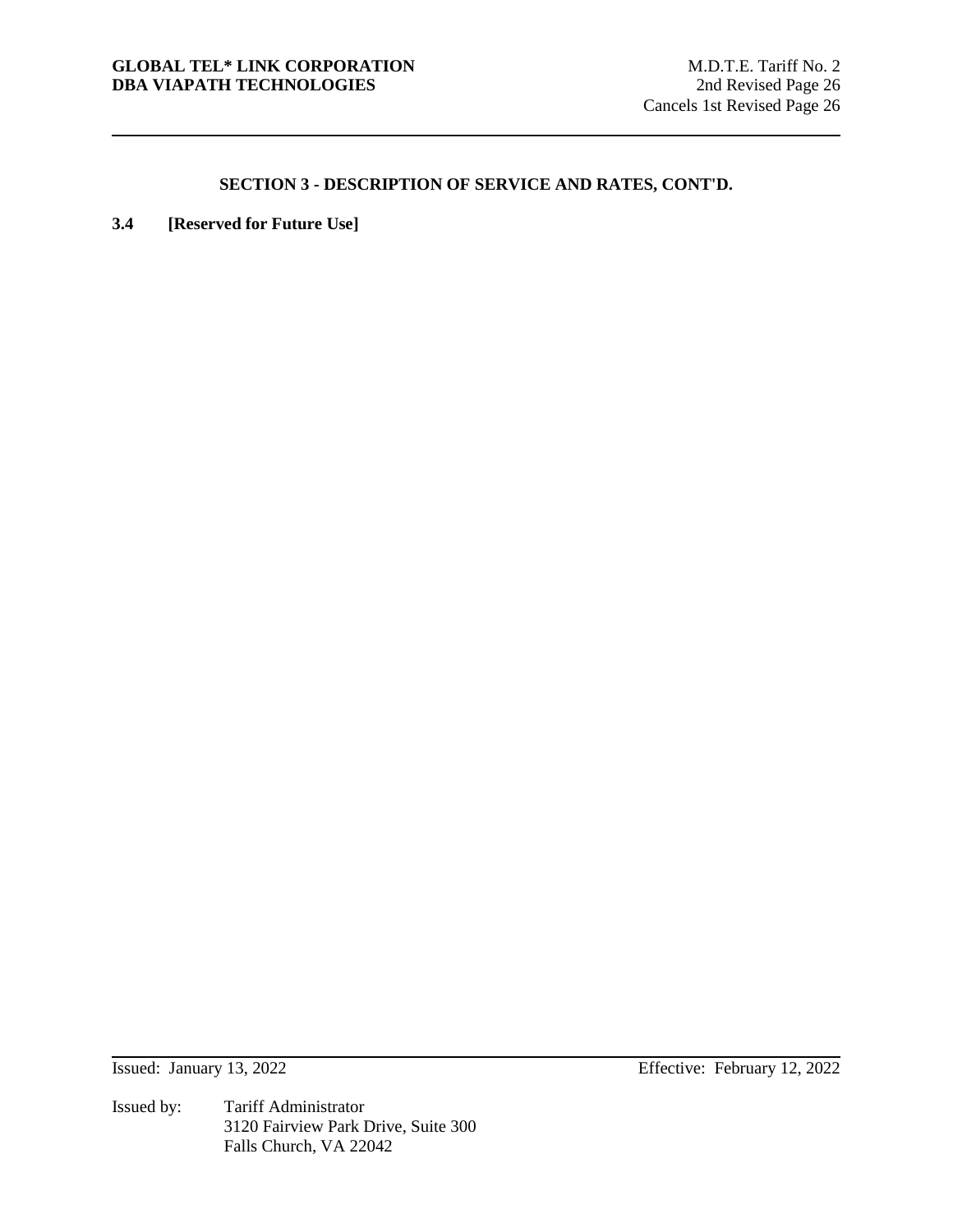## SECTION 3 - DESCRIPTION OF SERVICE AND RATES, CONT'D.

**3.4 [Reserved for Future Use]**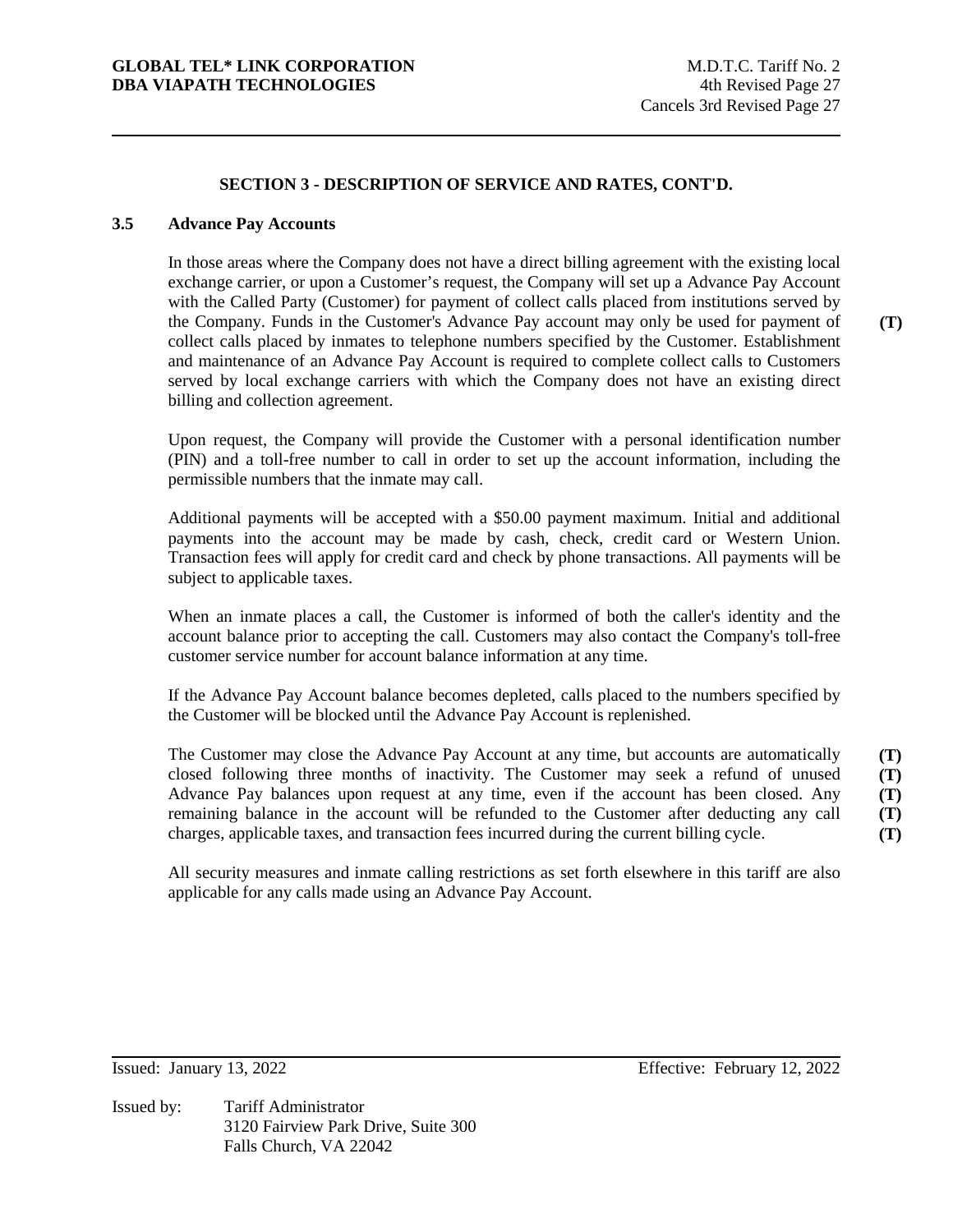## SECTION 3 - DESCRIPTION OF SERVICE AND RATES, CONT'D.

### 3.5 Advance Pay Accounts

In those areas where the Company does not have a direct billing agreement with the existing local exchange carrier, or upon a Customer's request, the Company will set up a Advance Pay Account with the Called Party (Customer) for payment of collect calls placed from institutions served by the Company. Funds in the Customer's Advance Pay account may only be used for payment of collect calls placed by inmates to telephone numbers specified by the Customer. Establishment and maintenance of an Advance Pay Account is required to complete collect calls to Customers served by local exchange carriers with which the Company does not have an existing direct billing and collection agreement. **(T)**

Upon request, the Company will provide the Customer with a personal identification number (PIN) and a toll-free number to call in order to set up the account information, including the permissible numbers that the inmate may call.

Additional payments will be accepted with a $50.00 payment maximum. Initial and additional payments into the account may be made by cash, check, credit card or Western Union. Transaction fees will apply for credit card and check by phone transactions. All payments will be subject to applicable taxes.

When an inmate places a call, the Customer is informed of both the caller's identity and the account balance prior to accepting the call. Customers may also contact the Company's toll-free customer service number for account balance information at any time.

If the Advance Pay Account balance becomes depleted, calls placed to the numbers specified by the Customer will be blocked until the Advance Pay Account is replenished.

The Customer may close the Advance Pay Account at any time, but accounts are automatically closed following three months of inactivity. The Customer may seek a refund of unused Advance Pay balances upon request at any time, even if the account has been closed. Any remaining balance in the account will be refunded to the Customer after deducting any call charges, applicable taxes, and transaction fees incurred during the current billing cycle. **(T)**

All security measures and inmate calling restrictions as set forth elsewhere in this tariff are also applicable for any calls made using an Advance Pay Account.

Issued: January 13, 2022 Effective: February 12, 2022

Issued by: Tariff Administrator
3120 Fairview Park Drive, Suite 300
Falls Church, VA 22042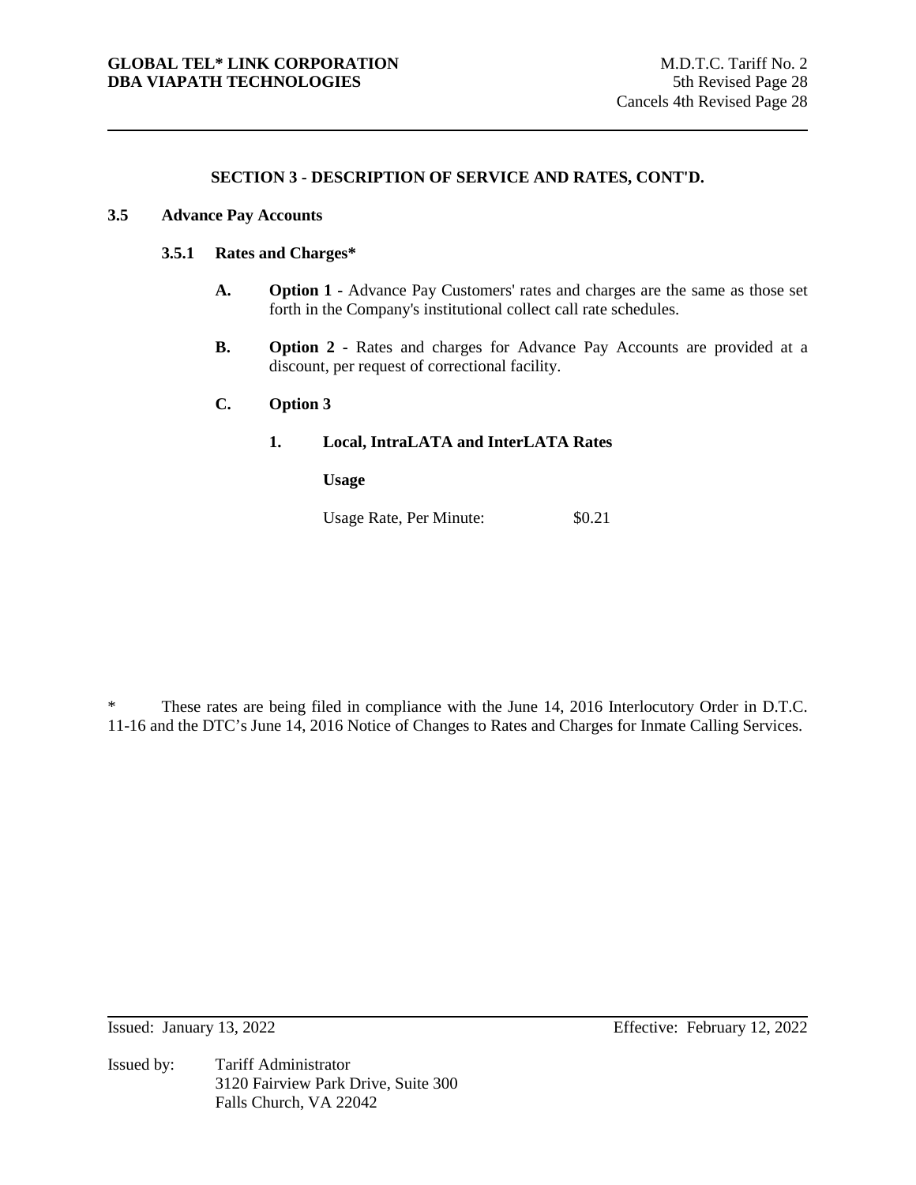## SECTION 3 - DESCRIPTION OF SERVICE AND RATES, CONT'D.

### 3.5 Advance Pay Accounts

#### 3.5.1 Rates and Charges*

**A.** **Option 1 -** Advance Pay Customers' rates and charges are the same as those set forth in the Company's institutional collect call rate schedules.

**B.** **Option 2 -** Rates and charges for Advance Pay Accounts are provided at a discount, per request of correctional facility.

**C.** **Option 3**

**1.** **Local, IntraLATA and InterLATA Rates**

**Usage**

Usage Rate, Per Minute: $0.21

\* These rates are being filed in compliance with the June 14, 2016 Interlocutory Order in D.T.C. 11-16 and the DTC's June 14, 2016 Notice of Changes to Rates and Charges for Inmate Calling Services.

Issued: January 13, 2022 Effective: February 12, 2022

Issued by: Tariff Administrator
3120 Fairview Park Drive, Suite 300
Falls Church, VA 22042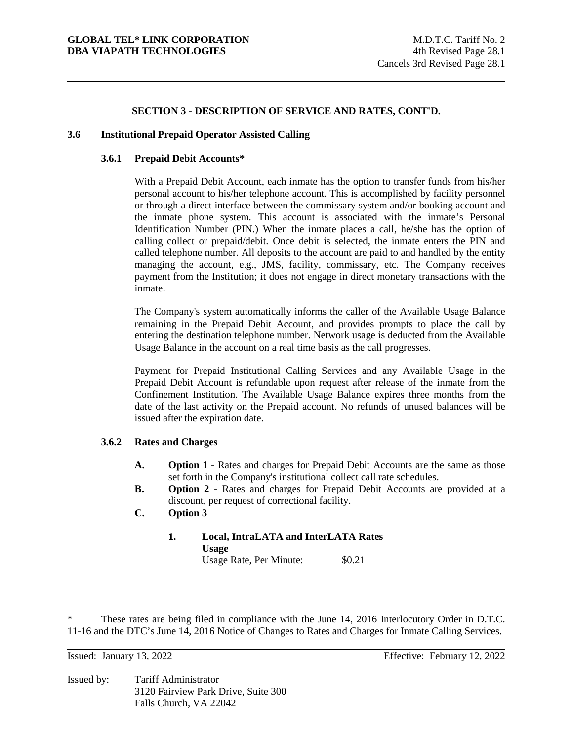## SECTION 3 - DESCRIPTION OF SERVICE AND RATES, CONT'D.

### 3.6 Institutional Prepaid Operator Assisted Calling

#### 3.6.1 Prepaid Debit Accounts*

With a Prepaid Debit Account, each inmate has the option to transfer funds from his/her personal account to his/her telephone account. This is accomplished by facility personnel or through a direct interface between the commissary system and/or booking account and the inmate phone system. This account is associated with the inmate's Personal Identification Number (PIN.) When the inmate places a call, he/she has the option of calling collect or prepaid/debit. Once debit is selected, the inmate enters the PIN and called telephone number. All deposits to the account are paid to and handled by the entity managing the account, e.g., JMS, facility, commissary, etc. The Company receives payment from the Institution; it does not engage in direct monetary transactions with the inmate.

The Company's system automatically informs the caller of the Available Usage Balance remaining in the Prepaid Debit Account, and provides prompts to place the call by entering the destination telephone number. Network usage is deducted from the Available Usage Balance in the account on a real time basis as the call progresses.

Payment for Prepaid Institutional Calling Services and any Available Usage in the Prepaid Debit Account is refundable upon request after release of the inmate from the Confinement Institution. The Available Usage Balance expires three months from the date of the last activity on the Prepaid account. No refunds of unused balances will be issued after the expiration date.

#### 3.6.2 Rates and Charges

- **A. Option 1 -** Rates and charges for Prepaid Debit Accounts are the same as those set forth in the Company's institutional collect call rate schedules.
- **B. Option 2 -** Rates and charges for Prepaid Debit Accounts are provided at a discount, per request of correctional facility.
- **C. Option 3**

  **1. Local, IntraLATA and InterLATA Rates**
  **Usage**
  Usage Rate, Per Minute: $0.21

\* These rates are being filed in compliance with the June 14, 2016 Interlocutory Order in D.T.C. 11-16 and the DTC's June 14, 2016 Notice of Changes to Rates and Charges for Inmate Calling Services.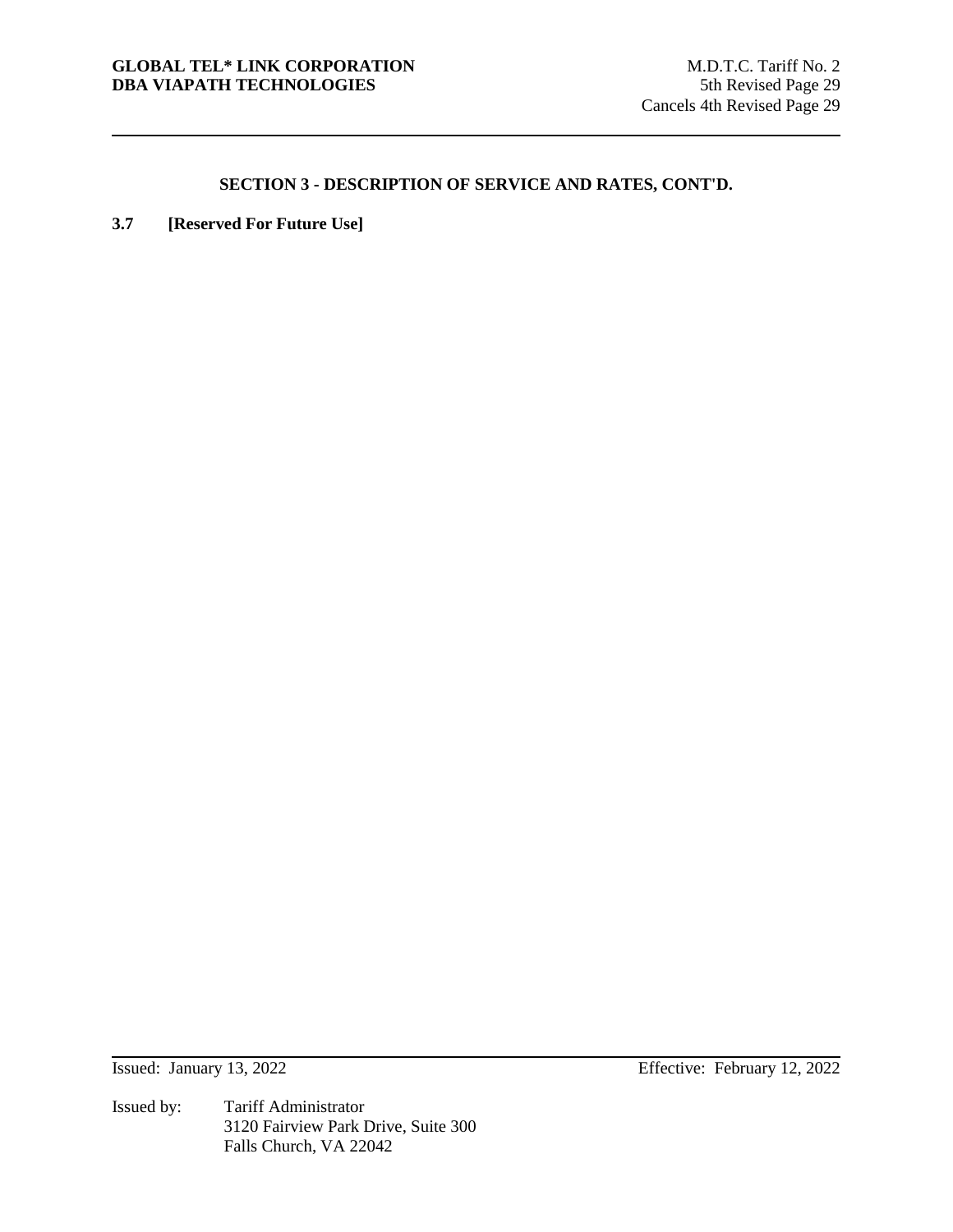## SECTION 3 - DESCRIPTION OF SERVICE AND RATES, CONT'D.

**3.7 [Reserved For Future Use]**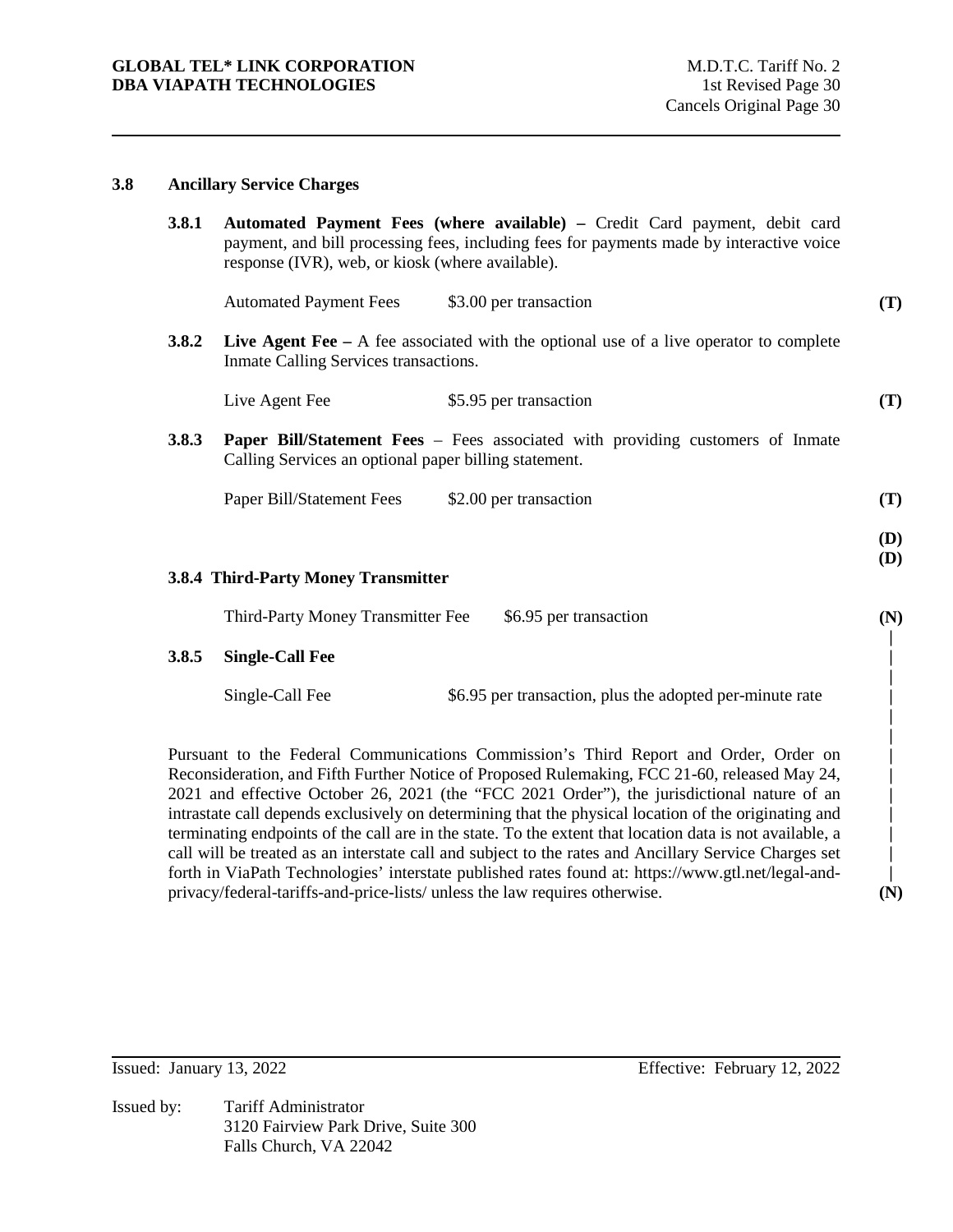## 3.8 Ancillary Service Charges

**3.8.1 Automated Payment Fees (where available) –** Credit Card payment, debit card payment, and bill processing fees, including fees for payments made by interactive voice response (IVR), web, or kiosk (where available).

| | | |
|---|---|---|
| Automated Payment Fees | $3.00 per transaction | (T) |

**3.8.2 Live Agent Fee –** A fee associated with the optional use of a live operator to complete Inmate Calling Services transactions.

| | | |
|---|---|---|
| Live Agent Fee | $5.95 per transaction | (T) |

**3.8.3 Paper Bill/Statement Fees** – Fees associated with providing customers of Inmate Calling Services an optional paper billing statement.

| | | |
|---|---|---|
| Paper Bill/Statement Fees | $2.00 per transaction | (T) |

(D)
(D)

**3.8.4 Third-Party Money Transmitter**

| | | |
|---|---|---|
| Third-Party Money Transmitter Fee | $6.95 per transaction | (N) |

**3.8.5 Single-Call Fee**

| | |
|---|---|
| Single-Call Fee | $6.95 per transaction, plus the adopted per-minute rate |

Pursuant to the Federal Communications Commission's Third Report and Order, Order on Reconsideration, and Fifth Further Notice of Proposed Rulemaking, FCC 21-60, released May 24, 2021 and effective October 26, 2021 (the "FCC 2021 Order"), the jurisdictional nature of an intrastate call depends exclusively on determining that the physical location of the originating and terminating endpoints of the call are in the state. To the extent that location data is not available, a call will be treated as an interstate call and subject to the rates and Ancillary Service Charges set forth in ViaPath Technologies' interstate published rates found at: https://www.gtl.net/legal-and-privacy/federal-tariffs-and-price-lists/ unless the law requires otherwise. (N)

Issued: January 13, 2022 Effective: February 12, 2022

Issued by: Tariff Administrator
3120 Fairview Park Drive, Suite 300
Falls Church, VA 22042